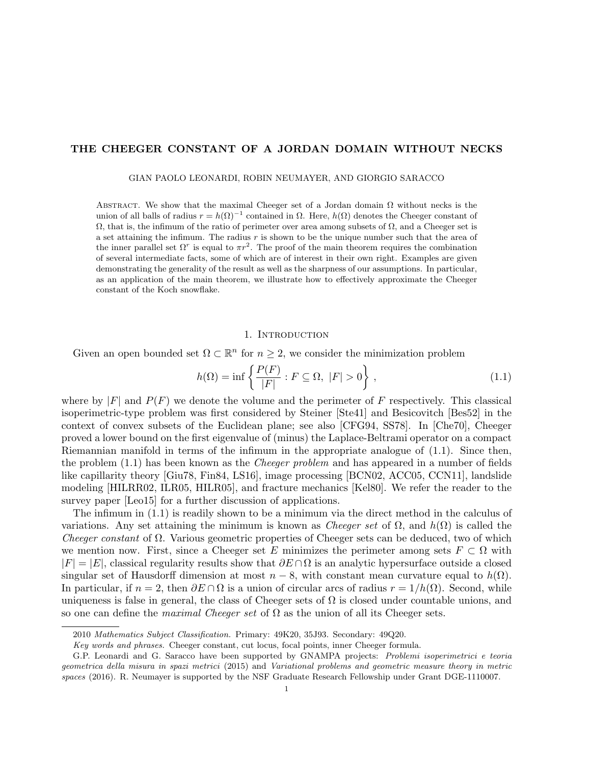# THE CHEEGER CONSTANT OF A JORDAN DOMAIN WITHOUT NECKS

GIAN PAOLO LEONARDI, ROBIN NEUMAYER, AND GIORGIO SARACCO

Abstract. We show that the maximal Cheeger set of a Jordan domain $\Omega$ without necks is the union of all balls of radius $r = h(\Omega)^{-1}$ contained in $\Omega$. Here, $h(\Omega)$ denotes the Cheeger constant of $\Omega$, that is, the infimum of the ratio of perimeter over area among subsets of $\Omega$, and a Cheeger set is a set attaining the infimum. The radius $r$ is shown to be the unique number such that the area of the inner parallel set $\Omega^r$ is equal to $\pi r^2$. The proof of the main theorem requires the combination of several intermediate facts, some of which are of interest in their own right. Examples are given demonstrating the generality of the result as well as the sharpness of our assumptions. In particular, as an application of the main theorem, we illustrate how to effectively approximate the Cheeger constant of the Koch snowflake.

## 1. Introduction

Given an open bounded set $\Omega \subset \mathbb{R}^n$ for $n \geq 2$, we consider the minimization problem

$$h(\Omega) = \inf \left\{ \frac{P(F)}{|F|} : F \subseteq \Omega, \ |F| > 0 \right\}, \tag{1.1}$$

where by $|F|$ and $P(F)$ we denote the volume and the perimeter of $F$ respectively. This classical isoperimetric-type problem was first considered by Steiner [Ste41] and Besicovitch [Bes52] in the context of convex subsets of the Euclidean plane; see also [CFG94, SS78]. In [Che70], Cheeger proved a lower bound on the first eigenvalue of (minus) the Laplace-Beltrami operator on a compact Riemannian manifold in terms of the infimum in the appropriate analogue of (1.1). Since then, the problem (1.1) has been known as the *Cheeger problem* and has appeared in a number of fields like capillarity theory [Giu78, Fin84, LS16], image processing [BCN02, ACC05, CCN11], landslide modeling [HILRR02, ILR05, HILR05], and fracture mechanics [Kel80]. We refer the reader to the survey paper [Leo15] for a further discussion of applications.

The infimum in (1.1) is readily shown to be a minimum via the direct method in the calculus of variations. Any set attaining the minimum is known as *Cheeger set* of $\Omega$, and $h(\Omega)$ is called the *Cheeger constant* of $\Omega$. Various geometric properties of Cheeger sets can be deduced, two of which we mention now. First, since a Cheeger set $E$ minimizes the perimeter among sets $F \subset \Omega$ with $|F| = |E|$, classical regularity results show that $\partial E \cap \Omega$ is an analytic hypersurface outside a closed singular set of Hausdorff dimension at most $n - 8$, with constant mean curvature equal to $h(\Omega)$. In particular, if $n = 2$, then $\partial E \cap \Omega$ is a union of circular arcs of radius $r = 1/h(\Omega)$. Second, while uniqueness is false in general, the class of Cheeger sets of $\Omega$ is closed under countable unions, and so one can define the *maximal Cheeger set* of $\Omega$ as the union of all its Cheeger sets.

2010 *Mathematics Subject Classification.* Primary: 49K20, 35J93. Secondary: 49Q20.

*Key words and phrases.* Cheeger constant, cut locus, focal points, inner Cheeger formula.

G.P. Leonardi and G. Saracco have been supported by GNAMPA projects: *Problemi isoperimetrici e teoria geometrica della misura in spazi metrici* (2015) and *Variational problems and geometric measure theory in metric spaces* (2016). R. Neumayer is supported by the NSF Graduate Research Fellowship under Grant DGE-1110007.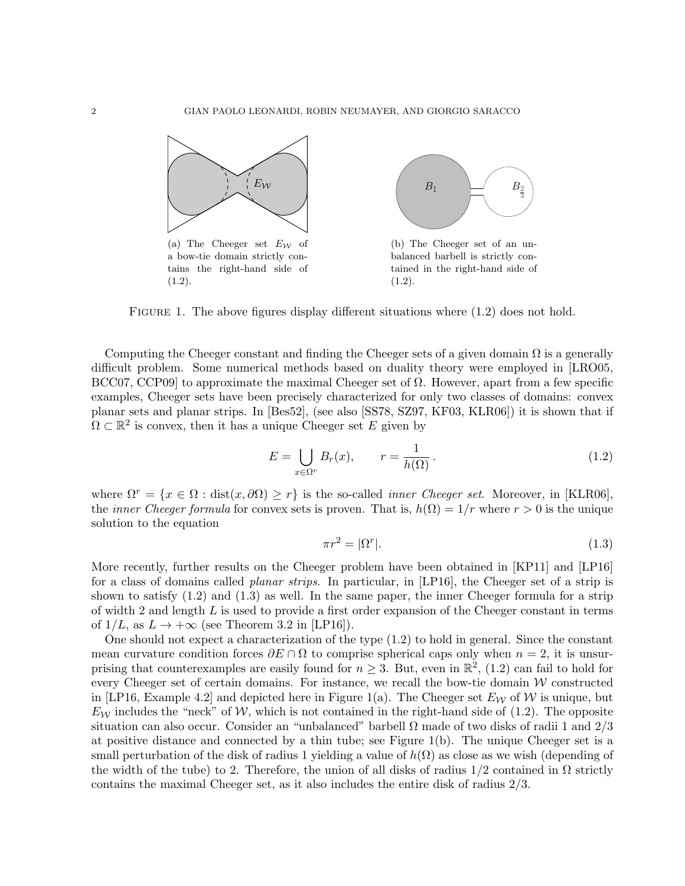(a) The Cheeger set $E_{\mathcal{W}}$ of a bow-tie domain strictly contains the right-hand side of (1.2).

(b) The Cheeger set of an unbalanced barbell is strictly contained in the right-hand side of (1.2).

FIGURE 1. The above figures display different situations where (1.2) does not hold.

Computing the Cheeger constant and finding the Cheeger sets of a given domain $\Omega$ is a generally difficult problem. Some numerical methods based on duality theory were employed in [LRO05, BCC07, CCP09] to approximate the maximal Cheeger set of $\Omega$. However, apart from a few specific examples, Cheeger sets have been precisely characterized for only two classes of domains: convex planar sets and planar strips. In [Bes52], (see also [SS78, SZ97, KF03, KLR06]) it is shown that if $\Omega \subset \mathbb{R}^2$ is convex, then it has a unique Cheeger set $E$ given by

$$E = \bigcup_{x \in \Omega^r} B_r(x), \qquad r = \frac{1}{h(\Omega)}\,. \tag{1.2}$$

where $\Omega^r = \{x \in \Omega : \operatorname{dist}(x, \partial\Omega) \geq r\}$ is the so-called *inner Cheeger set*. Moreover, in [KLR06], the *inner Cheeger formula* for convex sets is proven. That is, $h(\Omega) = 1/r$ where $r > 0$ is the unique solution to the equation

$$\pi r^2 = |\Omega^r|. \tag{1.3}$$

More recently, further results on the Cheeger problem have been obtained in [KP11] and [LP16] for a class of domains called *planar strips*. In particular, in [LP16], the Cheeger set of a strip is shown to satisfy (1.2) and (1.3) as well. In the same paper, the inner Cheeger formula for a strip of width 2 and length $L$ is used to provide a first order expansion of the Cheeger constant in terms of $1/L$, as $L \to +\infty$ (see Theorem 3.2 in [LP16]).

One should not expect a characterization of the type (1.2) to hold in general. Since the constant mean curvature condition forces $\partial E \cap \Omega$ to comprise spherical caps only when $n = 2$, it is unsurprising that counterexamples are easily found for $n \geq 3$. But, even in $\mathbb{R}^2$, (1.2) can fail to hold for every Cheeger set of certain domains. For instance, we recall the bow-tie domain $\mathcal{W}$ constructed in [LP16, Example 4.2] and depicted here in Figure 1(a). The Cheeger set $E_{\mathcal{W}}$ of $\mathcal{W}$ is unique, but $E_{\mathcal{W}}$ includes the "neck" of $\mathcal{W}$, which is not contained in the right-hand side of (1.2). The opposite situation can also occur. Consider an "unbalanced" barbell $\Omega$ made of two disks of radii 1 and 2/3 at positive distance and connected by a thin tube; see Figure 1(b). The unique Cheeger set is a small perturbation of the disk of radius 1 yielding a value of $h(\Omega)$ as close as we wish (depending of the width of the tube) to 2. Therefore, the union of all disks of radius 1/2 contained in $\Omega$ strictly contains the maximal Cheeger set, as it also includes the entire disk of radius 2/3.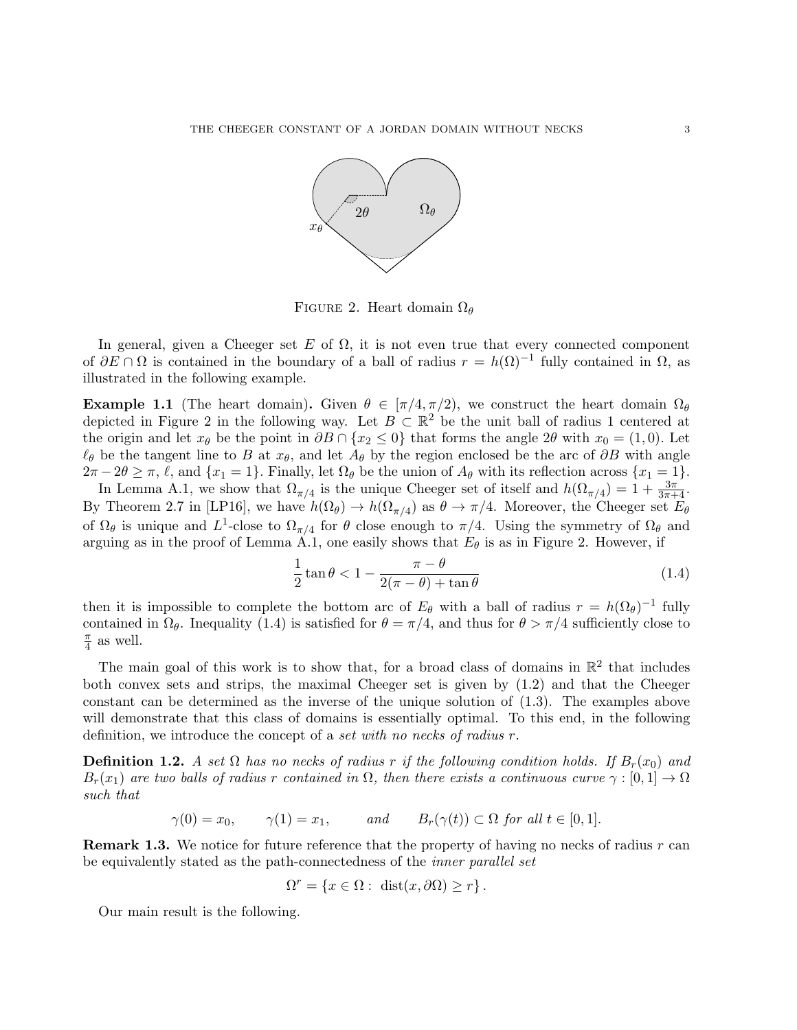FIGURE 2. Heart domain $\Omega_\theta$

In general, given a Cheeger set $E$ of $\Omega$, it is not even true that every connected component of $\partial E \cap \Omega$ is contained in the boundary of a ball of radius $r = h(\Omega)^{-1}$ fully contained in $\Omega$, as illustrated in the following example.

**Example 1.1** (The heart domain)**.** Given $\theta \in [\pi/4, \pi/2)$, we construct the heart domain $\Omega_\theta$ depicted in Figure 2 in the following way. Let $B \subset \mathbb{R}^2$ be the unit ball of radius 1 centered at the origin and let $x_\theta$ be the point in $\partial B \cap \{x_2 \leq 0\}$ that forms the angle $2\theta$ with $x_0 = (1, 0)$. Let $\ell_\theta$ be the tangent line to $B$ at $x_\theta$, and let $A_\theta$ by the region enclosed be the arc of $\partial B$ with angle $2\pi - 2\theta \geq \pi$, $\ell$, and $\{x_1 = 1\}$. Finally, let $\Omega_\theta$ be the union of $A_\theta$ with its reflection across $\{x_1 = 1\}$.

In Lemma A.1, we show that $\Omega_{\pi/4}$ is the unique Cheeger set of itself and $h(\Omega_{\pi/4}) = 1 + \frac{3\pi}{3\pi+4}$. By Theorem 2.7 in [LP16], we have $h(\Omega_\theta) \to h(\Omega_{\pi/4})$ as $\theta \to \pi/4$. Moreover, the Cheeger set $E_\theta$ of $\Omega_\theta$ is unique and $L^1$-close to $\Omega_{\pi/4}$ for $\theta$ close enough to $\pi/4$. Using the symmetry of $\Omega_\theta$ and arguing as in the proof of Lemma A.1, one easily shows that $E_\theta$ is as in Figure 2. However, if

$$\frac{1}{2}\tan\theta < 1 - \frac{\pi - \theta}{2(\pi - \theta) + \tan\theta} \tag{1.4}$$

then it is impossible to complete the bottom arc of $E_\theta$ with a ball of radius $r = h(\Omega_\theta)^{-1}$ fully contained in $\Omega_\theta$. Inequality (1.4) is satisfied for $\theta = \pi/4$, and thus for $\theta > \pi/4$ sufficiently close to $\frac{\pi}{4}$ as well.

The main goal of this work is to show that, for a broad class of domains in $\mathbb{R}^2$ that includes both convex sets and strips, the maximal Cheeger set is given by (1.2) and that the Cheeger constant can be determined as the inverse of the unique solution of (1.3). The examples above will demonstrate that this class of domains is essentially optimal. To this end, in the following definition, we introduce the concept of a *set with no necks of radius r*.

**Definition 1.2.** *A set $\Omega$ has no necks of radius $r$ if the following condition holds. If $B_r(x_0)$ and $B_r(x_1)$ are two balls of radius $r$ contained in $\Omega$, then there exists a continuous curve $\gamma : [0,1] \to \Omega$ such that*

$$\gamma(0) = x_0, \qquad \gamma(1) = x_1, \qquad \text{and} \qquad B_r(\gamma(t)) \subset \Omega \text{ for all } t \in [0,1].$$

**Remark 1.3.** We notice for future reference that the property of having no necks of radius $r$ can be equivalently stated as the path-connectedness of the *inner parallel set*

$$\Omega^r = \{x \in \Omega : \operatorname{dist}(x, \partial\Omega) \geq r\}.$$

Our main result is the following.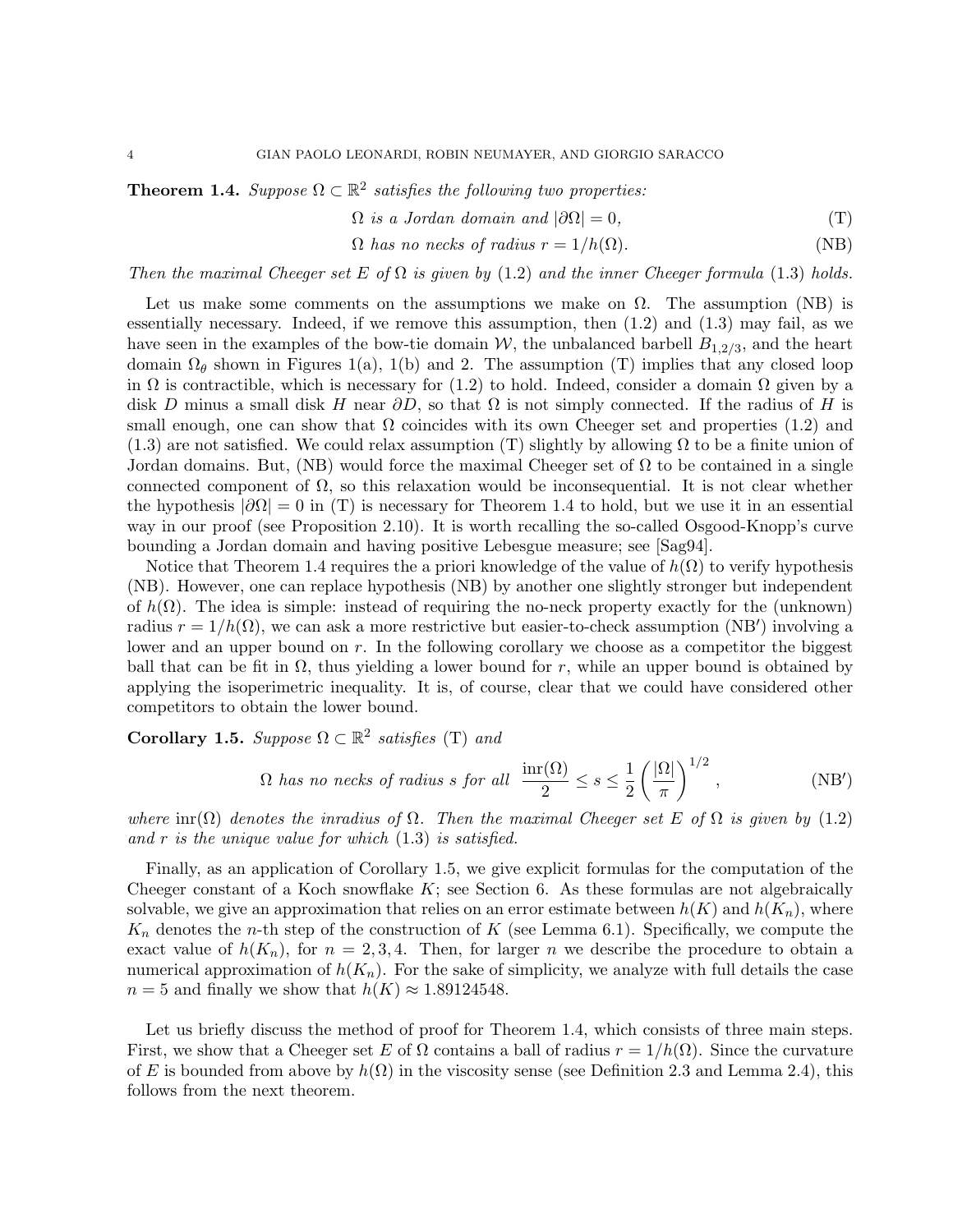**Theorem 1.4.** *Suppose $\Omega \subset \mathbb{R}^2$ satisfies the following two properties:*

$$\Omega \text{ is a Jordan domain and } |\partial\Omega| = 0, \tag{T}$$

$$\Omega \text{ has no necks of radius } r = 1/h(\Omega). \tag{NB}$$

*Then the maximal Cheeger set $E$ of $\Omega$ is given by* (1.2) *and the inner Cheeger formula* (1.3) *holds.*

Let us make some comments on the assumptions we make on $\Omega$. The assumption (NB) is essentially necessary. Indeed, if we remove this assumption, then (1.2) and (1.3) may fail, as we have seen in the examples of the bow-tie domain $\mathcal{W}$, the unbalanced barbell $B_{1,2/3}$, and the heart domain $\Omega_\theta$ shown in Figures 1(a), 1(b) and 2. The assumption (T) implies that any closed loop in $\Omega$ is contractible, which is necessary for (1.2) to hold. Indeed, consider a domain $\Omega$ given by a disk $D$ minus a small disk $H$ near $\partial D$, so that $\Omega$ is not simply connected. If the radius of $H$ is small enough, one can show that $\Omega$ coincides with its own Cheeger set and properties (1.2) and (1.3) are not satisfied. We could relax assumption (T) slightly by allowing $\Omega$ to be a finite union of Jordan domains. But, (NB) would force the maximal Cheeger set of $\Omega$ to be contained in a single connected component of $\Omega$, so this relaxation would be inconsequential. It is not clear whether the hypothesis $|\partial\Omega| = 0$ in (T) is necessary for Theorem 1.4 to hold, but we use it in an essential way in our proof (see Proposition 2.10). It is worth recalling the so-called Osgood-Knopp's curve bounding a Jordan domain and having positive Lebesgue measure; see [Sag94].

Notice that Theorem 1.4 requires the a priori knowledge of the value of $h(\Omega)$ to verify hypothesis (NB). However, one can replace hypothesis (NB) by another one slightly stronger but independent of $h(\Omega)$. The idea is simple: instead of requiring the no-neck property exactly for the (unknown) radius $r = 1/h(\Omega)$, we can ask a more restrictive but easier-to-check assumption (NB′) involving a lower and an upper bound on $r$. In the following corollary we choose as a competitor the biggest ball that can be fit in $\Omega$, thus yielding a lower bound for $r$, while an upper bound is obtained by applying the isoperimetric inequality. It is, of course, clear that we could have considered other competitors to obtain the lower bound.

**Corollary 1.5.** *Suppose $\Omega \subset \mathbb{R}^2$ satisfies* (T) *and*

$$\Omega \text{ has no necks of radius } s \text{ for all } \frac{\operatorname{inr}(\Omega)}{2} \le s \le \frac{1}{2}\left(\frac{|\Omega|}{\pi}\right)^{1/2}, \tag{NB′}$$

*where $\operatorname{inr}(\Omega)$ denotes the inradius of $\Omega$. Then the maximal Cheeger set $E$ of $\Omega$ is given by* (1.2) *and $r$ is the unique value for which* (1.3) *is satisfied.*

Finally, as an application of Corollary 1.5, we give explicit formulas for the computation of the Cheeger constant of a Koch snowflake $K$; see Section 6. As these formulas are not algebraically solvable, we give an approximation that relies on an error estimate between $h(K)$ and $h(K_n)$, where $K_n$ denotes the $n$-th step of the construction of $K$ (see Lemma 6.1). Specifically, we compute the exact value of $h(K_n)$, for $n = 2, 3, 4$. Then, for larger $n$ we describe the procedure to obtain a numerical approximation of $h(K_n)$. For the sake of simplicity, we analyze with full details the case $n = 5$ and finally we show that $h(K) \approx 1.89124548$.

Let us briefly discuss the method of proof for Theorem 1.4, which consists of three main steps. First, we show that a Cheeger set $E$ of $\Omega$ contains a ball of radius $r = 1/h(\Omega)$. Since the curvature of $E$ is bounded from above by $h(\Omega)$ in the viscosity sense (see Definition 2.3 and Lemma 2.4), this follows from the next theorem.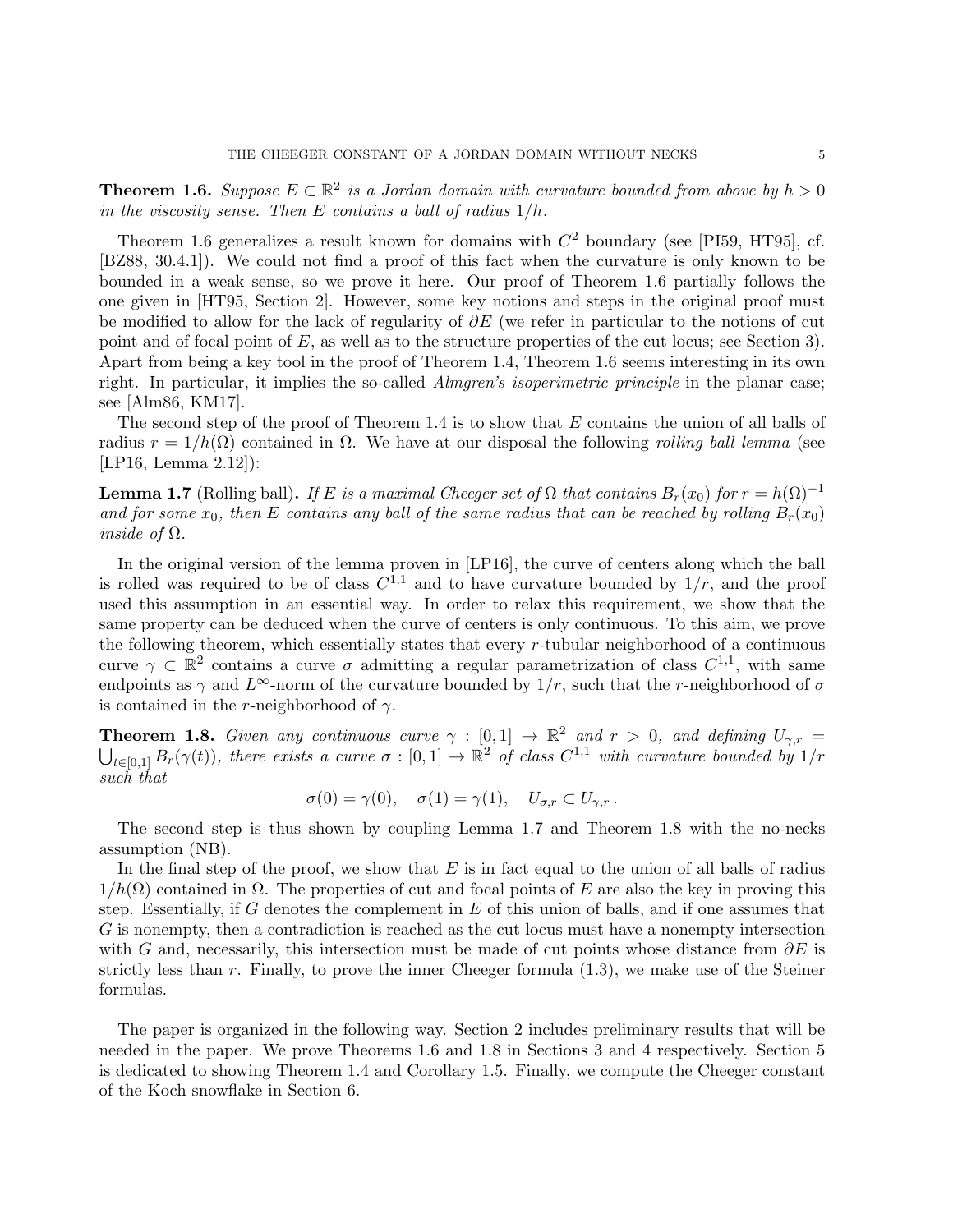**Theorem 1.6.** *Suppose $E \subset \mathbb{R}^2$ is a Jordan domain with curvature bounded from above by $h > 0$ in the viscosity sense. Then $E$ contains a ball of radius $1/h$.*

Theorem 1.6 generalizes a result known for domains with $C^2$ boundary (see [PI59, HT95], cf. [BZ88, 30.4.1]). We could not find a proof of this fact when the curvature is only known to be bounded in a weak sense, so we prove it here. Our proof of Theorem 1.6 partially follows the one given in [HT95, Section 2]. However, some key notions and steps in the original proof must be modified to allow for the lack of regularity of $\partial E$ (we refer in particular to the notions of cut point and of focal point of $E$, as well as to the structure properties of the cut locus; see Section 3). Apart from being a key tool in the proof of Theorem 1.4, Theorem 1.6 seems interesting in its own right. In particular, it implies the so-called *Almgren's isoperimetric principle* in the planar case; see [Alm86, KM17].

The second step of the proof of Theorem 1.4 is to show that $E$ contains the union of all balls of radius $r = 1/h(\Omega)$ contained in $\Omega$. We have at our disposal the following *rolling ball lemma* (see [LP16, Lemma 2.12]):

**Lemma 1.7** (Rolling ball)**.** *If $E$ is a maximal Cheeger set of $\Omega$ that contains $B_r(x_0)$ for $r = h(\Omega)^{-1}$ and for some $x_0$, then $E$ contains any ball of the same radius that can be reached by rolling $B_r(x_0)$ inside of $\Omega$.*

In the original version of the lemma proven in [LP16], the curve of centers along which the ball is rolled was required to be of class $C^{1,1}$ and to have curvature bounded by $1/r$, and the proof used this assumption in an essential way. In order to relax this requirement, we show that the same property can be deduced when the curve of centers is only continuous. To this aim, we prove the following theorem, which essentially states that every $r$-tubular neighborhood of a continuous curve $\gamma \subset \mathbb{R}^2$ contains a curve $\sigma$ admitting a regular parametrization of class $C^{1,1}$, with same endpoints as $\gamma$ and $L^\infty$-norm of the curvature bounded by $1/r$, such that the $r$-neighborhood of $\sigma$ is contained in the $r$-neighborhood of $\gamma$.

**Theorem 1.8.** *Given any continuous curve $\gamma : [0,1] \to \mathbb{R}^2$ and $r > 0$, and defining $U_{\gamma,r} = \bigcup_{t\in[0,1]} B_r(\gamma(t))$, there exists a curve $\sigma : [0,1] \to \mathbb{R}^2$ of class $C^{1,1}$ with curvature bounded by $1/r$ such that*

$$\sigma(0) = \gamma(0), \quad \sigma(1) = \gamma(1), \quad U_{\sigma,r} \subset U_{\gamma,r}\,.$$

The second step is thus shown by coupling Lemma 1.7 and Theorem 1.8 with the no-necks assumption (NB).

In the final step of the proof, we show that $E$ is in fact equal to the union of all balls of radius $1/h(\Omega)$ contained in $\Omega$. The properties of cut and focal points of $E$ are also the key in proving this step. Essentially, if $G$ denotes the complement in $E$ of this union of balls, and if one assumes that $G$ is nonempty, then a contradiction is reached as the cut locus must have a nonempty intersection with $G$ and, necessarily, this intersection must be made of cut points whose distance from $\partial E$ is strictly less than $r$. Finally, to prove the inner Cheeger formula (1.3), we make use of the Steiner formulas.

The paper is organized in the following way. Section 2 includes preliminary results that will be needed in the paper. We prove Theorems 1.6 and 1.8 in Sections 3 and 4 respectively. Section 5 is dedicated to showing Theorem 1.4 and Corollary 1.5. Finally, we compute the Cheeger constant of the Koch snowflake in Section 6.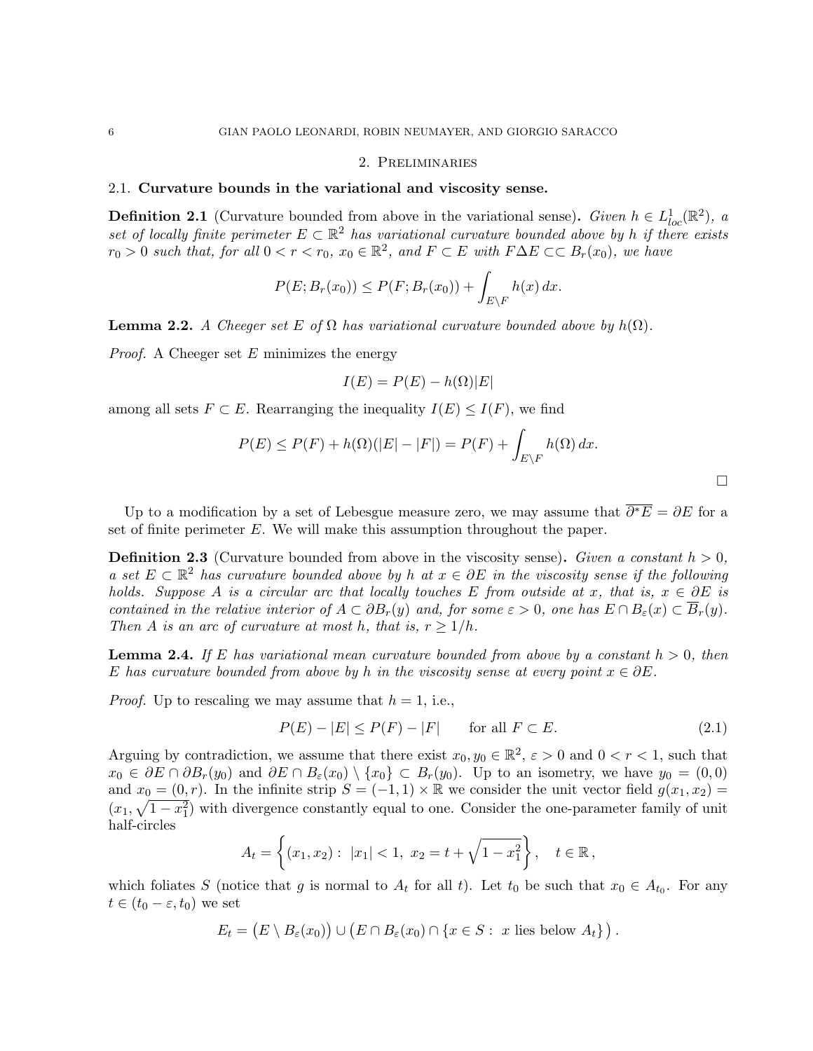## 2. Preliminaries

### 2.1. Curvature bounds in the variational and viscosity sense.

**Definition 2.1** (Curvature bounded from above in the variational sense)**.** *Given $h \in L^1_{loc}(\mathbb{R}^2)$, a set of locally finite perimeter $E \subset \mathbb{R}^2$ has variational curvature bounded above by $h$ if there exists $r_0 > 0$ such that, for all $0 < r < r_0$, $x_0 \in \mathbb{R}^2$, and $F \subset E$ with $F \Delta E \subset\subset B_r(x_0)$, we have*

$$P(E; B_r(x_0)) \leq P(F; B_r(x_0)) + \int_{E \setminus F} h(x)\, dx.$$

**Lemma 2.2.** *A Cheeger set $E$ of $\Omega$ has variational curvature bounded above by $h(\Omega)$.*

*Proof.* A Cheeger set $E$ minimizes the energy

$$I(E) = P(E) - h(\Omega)|E|$$

among all sets $F \subset E$. Rearranging the inequality $I(E) \leq I(F)$, we find

$$P(E) \leq P(F) + h(\Omega)(|E| - |F|) = P(F) + \int_{E \setminus F} h(\Omega)\, dx.$$

□

Up to a modification by a set of Lebesgue measure zero, we may assume that $\overline{\partial^* E} = \partial E$ for a set of finite perimeter $E$. We will make this assumption throughout the paper.

**Definition 2.3** (Curvature bounded from above in the viscosity sense)**.** *Given a constant $h > 0$, a set $E \subset \mathbb{R}^2$ has curvature bounded above by $h$ at $x \in \partial E$ in the viscosity sense if the following holds. Suppose $A$ is a circular arc that locally touches $E$ from outside at $x$, that is, $x \in \partial E$ is contained in the relative interior of $A \subset \partial B_r(y)$ and, for some $\varepsilon > 0$, one has $E \cap B_\varepsilon(x) \subset \overline{B}_r(y)$. Then $A$ is an arc of curvature at most $h$, that is, $r \geq 1/h$.*

**Lemma 2.4.** *If $E$ has variational mean curvature bounded from above by a constant $h > 0$, then $E$ has curvature bounded from above by $h$ in the viscosity sense at every point $x \in \partial E$.*

*Proof.* Up to rescaling we may assume that $h = 1$, i.e.,

$$P(E) - |E| \leq P(F) - |F| \qquad \text{for all } F \subset E. \tag{2.1}$$

Arguing by contradiction, we assume that there exist $x_0, y_0 \in \mathbb{R}^2$, $\varepsilon > 0$ and $0 < r < 1$, such that $x_0 \in \partial E \cap \partial B_r(y_0)$ and $\partial E \cap B_\varepsilon(x_0) \setminus \{x_0\} \subset B_r(y_0)$. Up to an isometry, we have $y_0 = (0, 0)$ and $x_0 = (0, r)$. In the infinite strip $S = (-1, 1) \times \mathbb{R}$ we consider the unit vector field $g(x_1, x_2) = (x_1, \sqrt{1 - x_1^2})$ with divergence constantly equal to one. Consider the one-parameter family of unit half-circles

$$A_t = \left\{ (x_1, x_2) : \ |x_1| < 1, \ x_2 = t + \sqrt{1 - x_1^2} \right\}, \quad t \in \mathbb{R},$$

which foliates $S$ (notice that $g$ is normal to $A_t$ for all $t$). Let $t_0$ be such that $x_0 \in A_{t_0}$. For any $t \in (t_0 - \varepsilon, t_0)$ we set

$$E_t = \big(E \setminus B_\varepsilon(x_0)\big) \cup \big(E \cap B_\varepsilon(x_0) \cap \{x \in S : \ x \text{ lies below } A_t\}\big).$$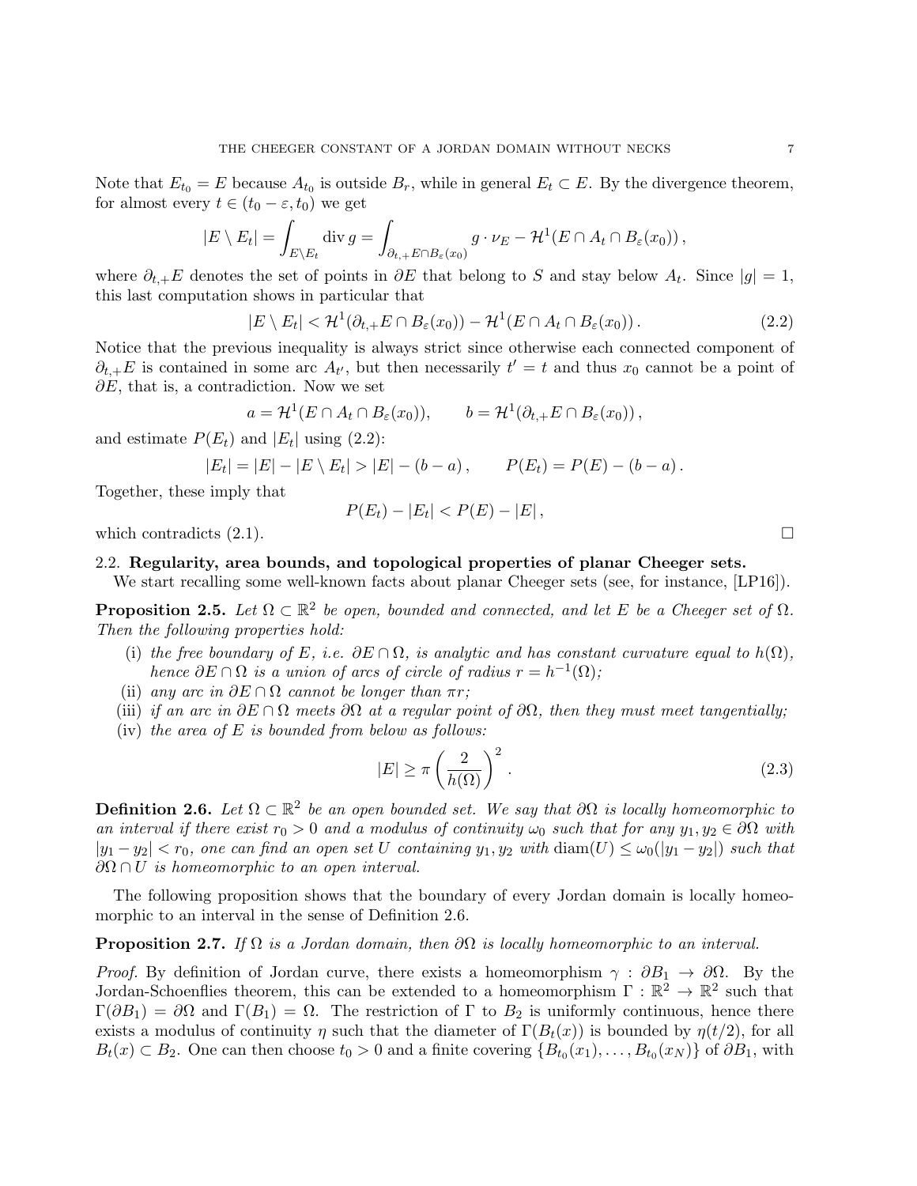Note that $E_{t_0} = E$ because $A_{t_0}$ is outside $B_r$, while in general $E_t \subset E$. By the divergence theorem, for almost every $t \in (t_0 - \varepsilon, t_0)$ we get

$$|E \setminus E_t| = \int_{E \setminus E_t} \operatorname{div} g = \int_{\partial_{t,+} E \cap B_\varepsilon(x_0)} g \cdot \nu_E - \mathcal{H}^1(E \cap A_t \cap B_\varepsilon(x_0)),$$

where $\partial_{t,+} E$ denotes the set of points in $\partial E$ that belong to $S$ and stay below $A_t$. Since $|g| = 1$, this last computation shows in particular that

$$|E \setminus E_t| < \mathcal{H}^1(\partial_{t,+} E \cap B_\varepsilon(x_0)) - \mathcal{H}^1(E \cap A_t \cap B_\varepsilon(x_0)). \tag{2.2}$$

Notice that the previous inequality is always strict since otherwise each connected component of $\partial_{t,+} E$ is contained in some arc $A_{t'}$, but then necessarily $t' = t$ and thus $x_0$ cannot be a point of $\partial E$, that is, a contradiction. Now we set

$$a = \mathcal{H}^1(E \cap A_t \cap B_\varepsilon(x_0)), \qquad b = \mathcal{H}^1(\partial_{t,+} E \cap B_\varepsilon(x_0)),$$

and estimate $P(E_t)$ and $|E_t|$ using (2.2):

$$|E_t| = |E| - |E \setminus E_t| > |E| - (b - a), \qquad P(E_t) = P(E) - (b - a).$$

Together, these imply that

$$P(E_t) - |E_t| < P(E) - |E|,$$

which contradicts (2.1). $\square$

### 2.2. Regularity, area bounds, and topological properties of planar Cheeger sets.

We start recalling some well-known facts about planar Cheeger sets (see, for instance, [LP16]).

**Proposition 2.5.** *Let $\Omega \subset \mathbb{R}^2$ be open, bounded and connected, and let $E$ be a Cheeger set of $\Omega$. Then the following properties hold:*

(i) *the free boundary of $E$, i.e. $\partial E \cap \Omega$, is analytic and has constant curvature equal to $h(\Omega)$, hence $\partial E \cap \Omega$ is a union of arcs of circle of radius $r = h^{-1}(\Omega)$;*

(ii) *any arc in $\partial E \cap \Omega$ cannot be longer than $\pi r$;*

(iii) *if an arc in $\partial E \cap \Omega$ meets $\partial \Omega$ at a regular point of $\partial \Omega$, then they must meet tangentially;*

(iv) *the area of $E$ is bounded from below as follows:*

$$|E| \geq \pi \left( \frac{2}{h(\Omega)} \right)^2. \tag{2.3}$$

**Definition 2.6.** *Let $\Omega \subset \mathbb{R}^2$ be an open bounded set. We say that $\partial \Omega$ is locally homeomorphic to an interval if there exist $r_0 > 0$ and a modulus of continuity $\omega_0$ such that for any $y_1, y_2 \in \partial \Omega$ with $|y_1 - y_2| < r_0$, one can find an open set $U$ containing $y_1, y_2$ with $\operatorname{diam}(U) \leq \omega_0(|y_1 - y_2|)$ such that $\partial \Omega \cap U$ is homeomorphic to an open interval.*

The following proposition shows that the boundary of every Jordan domain is locally homeomorphic to an interval in the sense of Definition 2.6.

**Proposition 2.7.** *If $\Omega$ is a Jordan domain, then $\partial \Omega$ is locally homeomorphic to an interval.*

*Proof.* By definition of Jordan curve, there exists a homeomorphism $\gamma : \partial B_1 \to \partial \Omega$. By the Jordan-Schoenflies theorem, this can be extended to a homeomorphism $\Gamma : \mathbb{R}^2 \to \mathbb{R}^2$ such that $\Gamma(\partial B_1) = \partial \Omega$ and $\Gamma(B_1) = \Omega$. The restriction of $\Gamma$ to $B_2$ is uniformly continuous, hence there exists a modulus of continuity $\eta$ such that the diameter of $\Gamma(B_t(x))$ is bounded by $\eta(t/2)$, for all $B_t(x) \subset B_2$. One can then choose $t_0 > 0$ and a finite covering $\{B_{t_0}(x_1), \ldots, B_{t_0}(x_N)\}$ of $\partial B_1$, with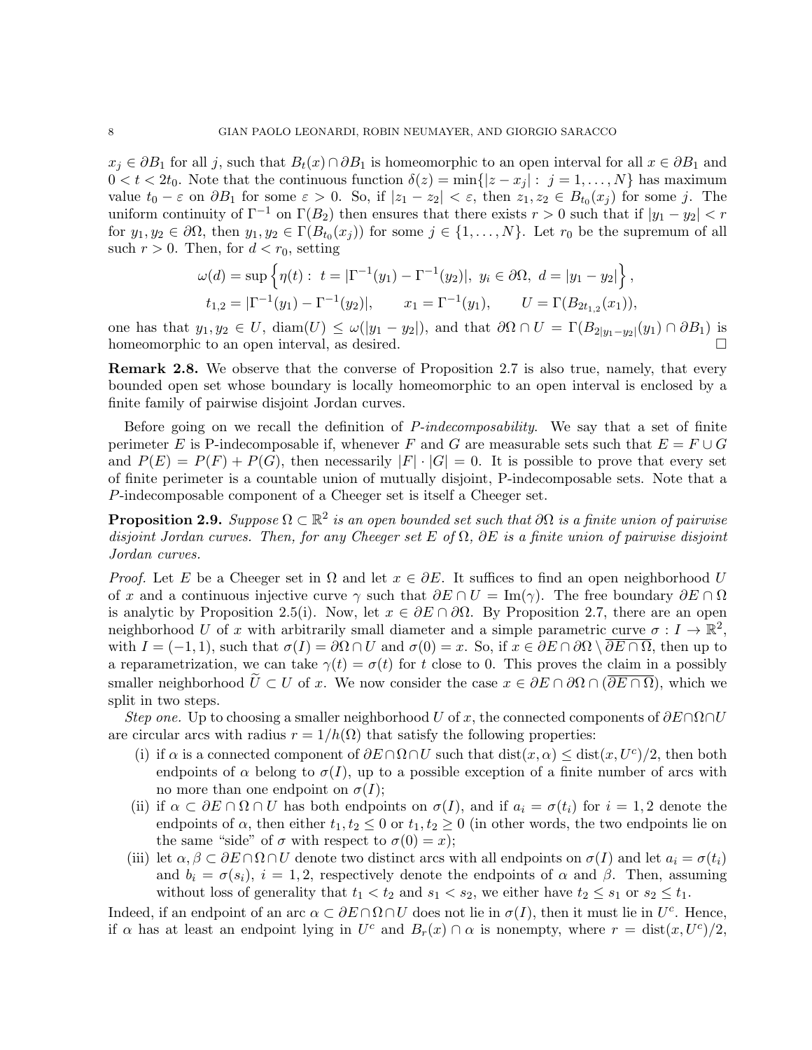$x_j \in \partial B_1$ for all $j$, such that $B_t(x) \cap \partial B_1$ is homeomorphic to an open interval for all $x \in \partial B_1$ and $0 < t < 2t_0$. Note that the continuous function $\delta(z) = \min\{|z - x_j| : \ j = 1, \ldots, N\}$ has maximum value $t_0 - \varepsilon$ on $\partial B_1$ for some $\varepsilon > 0$. So, if $|z_1 - z_2| < \varepsilon$, then $z_1, z_2 \in B_{t_0}(x_j)$ for some $j$. The uniform continuity of $\Gamma^{-1}$ on $\Gamma(B_2)$ then ensures that there exists $r > 0$ such that if $|y_1 - y_2| < r$ for $y_1, y_2 \in \partial\Omega$, then $y_1, y_2 \in \Gamma(B_{t_0}(x_j))$ for some $j \in \{1, \ldots, N\}$. Let $r_0$ be the supremum of all such $r > 0$. Then, for $d < r_0$, setting

$$\omega(d) = \sup\left\{\eta(t) : \ t = |\Gamma^{-1}(y_1) - \Gamma^{-1}(y_2)|, \ y_i \in \partial\Omega, \ d = |y_1 - y_2|\right\},$$

$$t_{1,2} = |\Gamma^{-1}(y_1) - \Gamma^{-1}(y_2)|, \qquad x_1 = \Gamma^{-1}(y_1), \qquad U = \Gamma(B_{2t_{1,2}}(x_1)),$$

one has that $y_1, y_2 \in U$, $\mathrm{diam}(U) \leq \omega(|y_1 - y_2|)$, and that $\partial\Omega \cap U = \Gamma(B_{2|y_1 - y_2|}(y_1) \cap \partial B_1)$ is homeomorphic to an open interval, as desired. □

**Remark 2.8.** We observe that the converse of Proposition 2.7 is also true, namely, that every bounded open set whose boundary is locally homeomorphic to an open interval is enclosed by a finite family of pairwise disjoint Jordan curves.

Before going on we recall the definition of *P-indecomposability*. We say that a set of finite perimeter $E$ is P-indecomposable if, whenever $F$ and $G$ are measurable sets such that $E = F \cup G$ and $P(E) = P(F) + P(G)$, then necessarily $|F| \cdot |G| = 0$. It is possible to prove that every set of finite perimeter is a countable union of mutually disjoint, P-indecomposable sets. Note that a $P$-indecomposable component of a Cheeger set is itself a Cheeger set.

**Proposition 2.9.** *Suppose $\Omega \subset \mathbb{R}^2$ is an open bounded set such that $\partial\Omega$ is a finite union of pairwise disjoint Jordan curves. Then, for any Cheeger set $E$ of $\Omega$, $\partial E$ is a finite union of pairwise disjoint Jordan curves.*

*Proof.* Let $E$ be a Cheeger set in $\Omega$ and let $x \in \partial E$. It suffices to find an open neighborhood $U$ of $x$ and a continuous injective curve $\gamma$ such that $\partial E \cap U = \mathrm{Im}(\gamma)$. The free boundary $\partial E \cap \Omega$ is analytic by Proposition 2.5(i). Now, let $x \in \partial E \cap \partial\Omega$. By Proposition 2.7, there are an open neighborhood $U$ of $x$ with arbitrarily small diameter and a simple parametric curve $\sigma : I \to \mathbb{R}^2$, with $I = (-1, 1)$, such that $\sigma(I) = \partial\Omega \cap U$ and $\sigma(0) = x$. So, if $x \in \partial E \cap \partial\Omega \setminus \overline{\partial E \cap \Omega}$, then up to a reparametrization, we can take $\gamma(t) = \sigma(t)$ for $t$ close to 0. This proves the claim in a possibly smaller neighborhood $\widetilde{U} \subset U$ of $x$. We now consider the case $x \in \partial E \cap \partial\Omega \cap (\overline{\partial E \cap \Omega})$, which we split in two steps.

*Step one.* Up to choosing a smaller neighborhood $U$ of $x$, the connected components of $\partial E \cap \Omega \cap U$ are circular arcs with radius $r = 1/h(\Omega)$ that satisfy the following properties:

- (i) if $\alpha$ is a connected component of $\partial E \cap \Omega \cap U$ such that $\mathrm{dist}(x, \alpha) \leq \mathrm{dist}(x, U^c)/2$, then both endpoints of $\alpha$ belong to $\sigma(I)$, up to a possible exception of a finite number of arcs with no more than one endpoint on $\sigma(I)$;
- (ii) if $\alpha \subset \partial E \cap \Omega \cap U$ has both endpoints on $\sigma(I)$, and if $a_i = \sigma(t_i)$ for $i = 1, 2$ denote the endpoints of $\alpha$, then either $t_1, t_2 \leq 0$ or $t_1, t_2 \geq 0$ (in other words, the two endpoints lie on the same "side" of $\sigma$ with respect to $\sigma(0) = x$);
- (iii) let $\alpha, \beta \subset \partial E \cap \Omega \cap U$ denote two distinct arcs with all endpoints on $\sigma(I)$ and let $a_i = \sigma(t_i)$ and $b_i = \sigma(s_i)$, $i = 1, 2$, respectively denote the endpoints of $\alpha$ and $\beta$. Then, assuming without loss of generality that $t_1 < t_2$ and $s_1 < s_2$, we either have $t_2 \leq s_1$ or $s_2 \leq t_1$.

Indeed, if an endpoint of an arc $\alpha \subset \partial E \cap \Omega \cap U$ does not lie in $\sigma(I)$, then it must lie in $U^c$. Hence, if $\alpha$ has at least an endpoint lying in $U^c$ and $B_r(x) \cap \alpha$ is nonempty, where $r = \mathrm{dist}(x, U^c)/2$,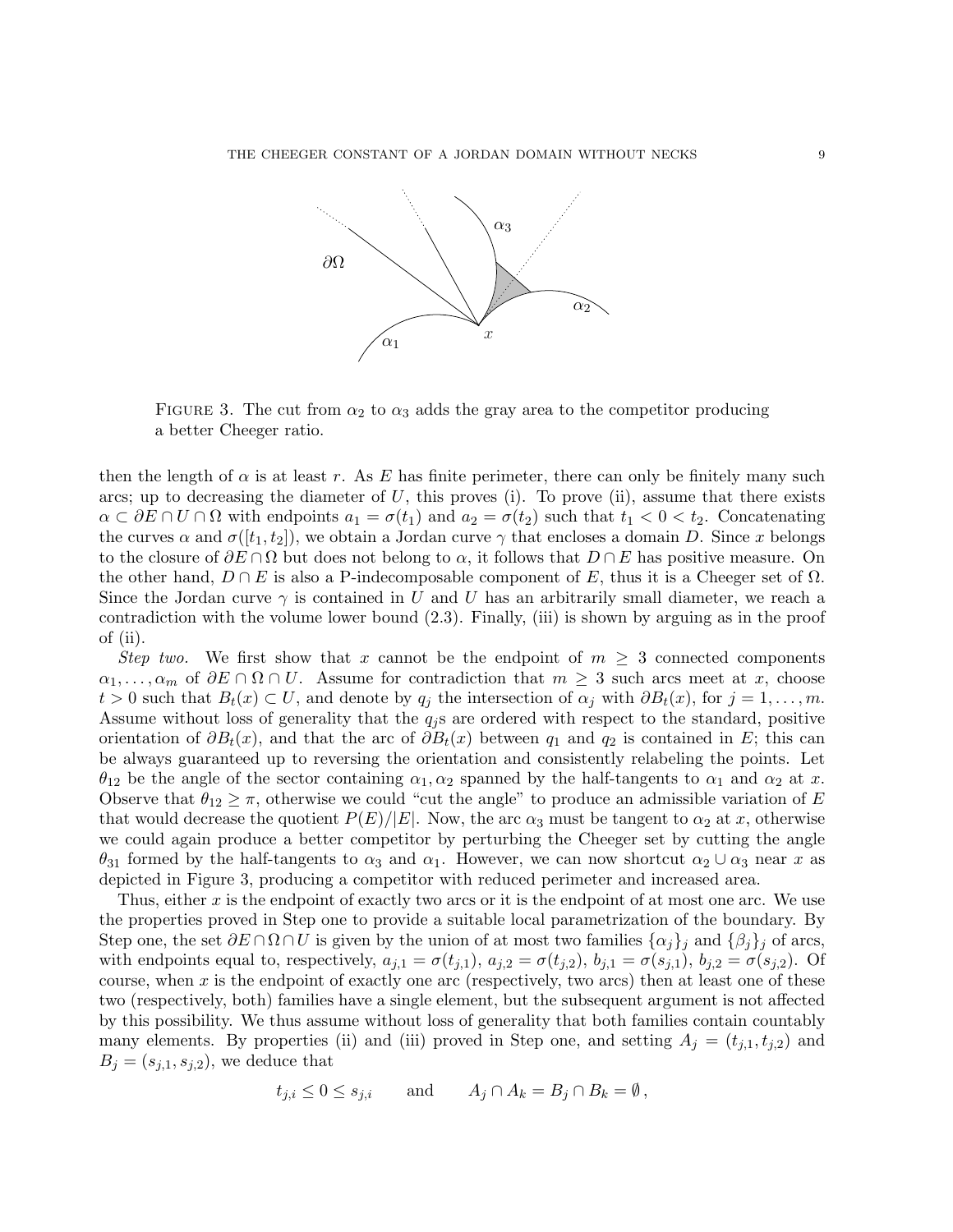FIGURE 3. The cut from $\alpha_2$ to $\alpha_3$ adds the gray area to the competitor producing a better Cheeger ratio.

then the length of $\alpha$ is at least $r$. As $E$ has finite perimeter, there can only be finitely many such arcs; up to decreasing the diameter of $U$, this proves (i). To prove (ii), assume that there exists $\alpha \subset \partial E \cap U \cap \Omega$ with endpoints $a_1 = \sigma(t_1)$ and $a_2 = \sigma(t_2)$ such that $t_1 < 0 < t_2$. Concatenating the curves $\alpha$ and $\sigma([t_1, t_2])$, we obtain a Jordan curve $\gamma$ that encloses a domain $D$. Since $x$ belongs to the closure of $\partial E \cap \Omega$ but does not belong to $\alpha$, it follows that $D \cap E$ has positive measure. On the other hand, $D \cap E$ is also a P-indecomposable component of $E$, thus it is a Cheeger set of $\Omega$. Since the Jordan curve $\gamma$ is contained in $U$ and $U$ has an arbitrarily small diameter, we reach a contradiction with the volume lower bound (2.3). Finally, (iii) is shown by arguing as in the proof of (ii).

*Step two.* We first show that $x$ cannot be the endpoint of $m \geq 3$ connected components $\alpha_1, \ldots, \alpha_m$ of $\partial E \cap \Omega \cap U$. Assume for contradiction that $m \geq 3$ such arcs meet at $x$, choose $t > 0$ such that $B_t(x) \subset U$, and denote by $q_j$ the intersection of $\alpha_j$ with $\partial B_t(x)$, for $j = 1, \ldots, m$. Assume without loss of generality that the $q_j$s are ordered with respect to the standard, positive orientation of $\partial B_t(x)$, and that the arc of $\partial B_t(x)$ between $q_1$ and $q_2$ is contained in $E$; this can be always guaranteed up to reversing the orientation and consistently relabeling the points. Let $\theta_{12}$ be the angle of the sector containing $\alpha_1, \alpha_2$ spanned by the half-tangents to $\alpha_1$ and $\alpha_2$ at $x$. Observe that $\theta_{12} \geq \pi$, otherwise we could "cut the angle" to produce an admissible variation of $E$ that would decrease the quotient $P(E)/|E|$. Now, the arc $\alpha_3$ must be tangent to $\alpha_2$ at $x$, otherwise we could again produce a better competitor by perturbing the Cheeger set by cutting the angle $\theta_{31}$ formed by the half-tangents to $\alpha_3$ and $\alpha_1$. However, we can now shortcut $\alpha_2 \cup \alpha_3$ near $x$ as depicted in Figure 3, producing a competitor with reduced perimeter and increased area.

Thus, either $x$ is the endpoint of exactly two arcs or it is the endpoint of at most one arc. We use the properties proved in Step one to provide a suitable local parametrization of the boundary. By Step one, the set $\partial E \cap \Omega \cap U$ is given by the union of at most two families $\{\alpha_j\}_j$ and $\{\beta_j\}_j$ of arcs, with endpoints equal to, respectively, $a_{j,1} = \sigma(t_{j,1})$, $a_{j,2} = \sigma(t_{j,2})$, $b_{j,1} = \sigma(s_{j,1})$, $b_{j,2} = \sigma(s_{j,2})$. Of course, when $x$ is the endpoint of exactly one arc (respectively, two arcs) then at least one of these two (respectively, both) families have a single element, but the subsequent argument is not affected by this possibility. We thus assume without loss of generality that both families contain countably many elements. By properties (ii) and (iii) proved in Step one, and setting $A_j = (t_{j,1}, t_{j,2})$ and $B_j = (s_{j,1}, s_{j,2})$, we deduce that

$$t_{j,i} \leq 0 \leq s_{j,i} \qquad \text{and} \qquad A_j \cap A_k = B_j \cap B_k = \emptyset \,,$$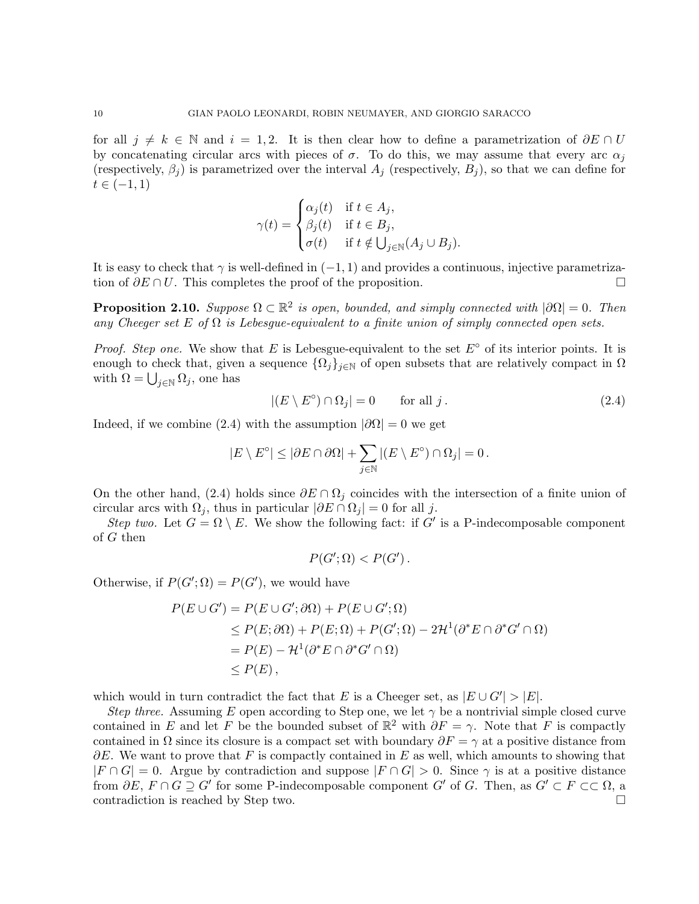for all $j \neq k \in \mathbb{N}$ and $i = 1, 2$. It is then clear how to define a parametrization of $\partial E \cap U$ by concatenating circular arcs with pieces of $\sigma$. To do this, we may assume that every arc $\alpha_j$ (respectively, $\beta_j$) is parametrized over the interval $A_j$ (respectively, $B_j$), so that we can define for $t \in (-1, 1)$

$$
\gamma(t) = \begin{cases} \alpha_j(t) & \text{if } t \in A_j, \\ \beta_j(t) & \text{if } t \in B_j, \\ \sigma(t) & \text{if } t \notin \bigcup_{j\in\mathbb{N}}(A_j \cup B_j). \end{cases}
$$

It is easy to check that $\gamma$ is well-defined in $(-1, 1)$ and provides a continuous, injective parametrization of $\partial E \cap U$. This completes the proof of the proposition. □

**Proposition 2.10.** *Suppose $\Omega \subset \mathbb{R}^2$ is open, bounded, and simply connected with $|\partial\Omega| = 0$. Then any Cheeger set $E$ of $\Omega$ is Lebesgue-equivalent to a finite union of simply connected open sets.*

*Proof. Step one.* We show that $E$ is Lebesgue-equivalent to the set $E^\circ$ of its interior points. It is enough to check that, given a sequence $\{\Omega_j\}_{j\in\mathbb{N}}$ of open subsets that are relatively compact in $\Omega$ with $\Omega = \bigcup_{j\in\mathbb{N}} \Omega_j$, one has

$$
|(E \setminus E^\circ) \cap \Omega_j| = 0 \qquad \text{for all } j\,. \tag{2.4}
$$

Indeed, if we combine (2.4) with the assumption $|\partial\Omega| = 0$ we get

$$
|E \setminus E^\circ| \leq |\partial E \cap \partial\Omega| + \sum_{j\in\mathbb{N}} |(E \setminus E^\circ) \cap \Omega_j| = 0\,.
$$

On the other hand, (2.4) holds since $\partial E \cap \Omega_j$ coincides with the intersection of a finite union of circular arcs with $\Omega_j$, thus in particular $|\partial E \cap \Omega_j| = 0$ for all $j$.

*Step two.* Let $G = \Omega \setminus E$. We show the following fact: if $G'$ is a P-indecomposable component of $G$ then

$$
P(G'; \Omega) < P(G')\,.
$$

Otherwise, if $P(G'; \Omega) = P(G')$, we would have

$$
\begin{aligned}
P(E \cup G') &= P(E \cup G'; \partial\Omega) + P(E \cup G'; \Omega) \\
&\leq P(E; \partial\Omega) + P(E; \Omega) + P(G'; \Omega) - 2\mathcal{H}^1(\partial^* E \cap \partial^* G' \cap \Omega) \\
&= P(E) - \mathcal{H}^1(\partial^* E \cap \partial^* G' \cap \Omega) \\
&\leq P(E)\,,
\end{aligned}
$$

which would in turn contradict the fact that $E$ is a Cheeger set, as $|E \cup G'| > |E|$.

*Step three.* Assuming $E$ open according to Step one, we let $\gamma$ be a nontrivial simple closed curve contained in $E$ and let $F$ be the bounded subset of $\mathbb{R}^2$ with $\partial F = \gamma$. Note that $F$ is compactly contained in $\Omega$ since its closure is a compact set with boundary $\partial F = \gamma$ at a positive distance from $\partial E$. We want to prove that $F$ is compactly contained in $E$ as well, which amounts to showing that $|F \cap G| = 0$. Argue by contradiction and suppose $|F \cap G| > 0$. Since $\gamma$ is at a positive distance from $\partial E$, $F \cap G \supseteq G'$ for some P-indecomposable component $G'$ of $G$. Then, as $G' \subset F \subset\subset \Omega$, a contradiction is reached by Step two. □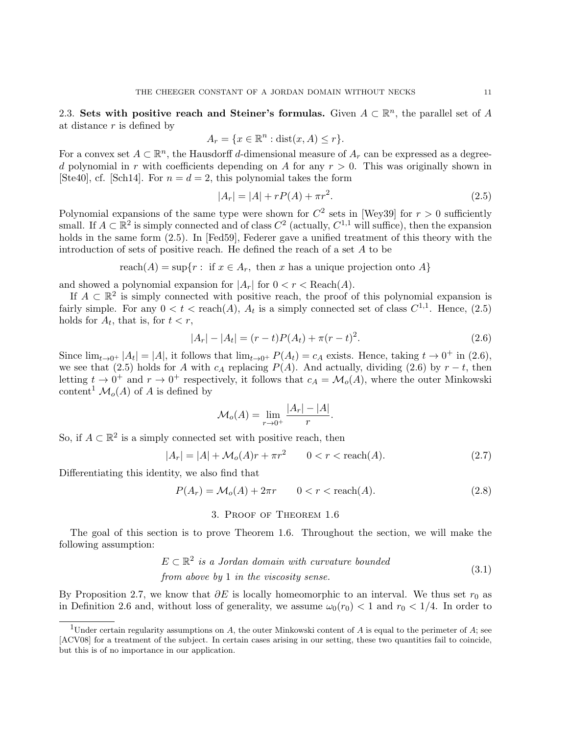**2.3. Sets with positive reach and Steiner's formulas.** Given $A \subset \mathbb{R}^n$, the parallel set of $A$ at distance $r$ is defined by

$$A_r = \{x \in \mathbb{R}^n : \operatorname{dist}(x, A) \leq r\}.$$

For a convex set $A \subset \mathbb{R}^n$, the Hausdorff $d$-dimensional measure of $A_r$ can be expressed as a degree-$d$ polynomial in $r$ with coefficients depending on $A$ for any $r > 0$. This was originally shown in [Ste40], cf. [Sch14]. For $n = d = 2$, this polynomial takes the form

$$|A_r| = |A| + rP(A) + \pi r^2. \tag{2.5}$$

Polynomial expansions of the same type were shown for $C^2$ sets in [Wey39] for $r > 0$ sufficiently small. If $A \subset \mathbb{R}^2$ is simply connected and of class $C^2$ (actually, $C^{1,1}$ will suffice), then the expansion holds in the same form (2.5). In [Fed59], Federer gave a unified treatment of this theory with the introduction of sets of positive reach. He defined the reach of a set $A$ to be

$$\operatorname{reach}(A) = \sup\{r : \text{ if } x \in A_r, \text{ then } x \text{ has a unique projection onto } A\}$$

and showed a polynomial expansion for $|A_r|$ for $0 < r < \operatorname{Reach}(A)$.

If $A \subset \mathbb{R}^2$ is simply connected with positive reach, the proof of this polynomial expansion is fairly simple. For any $0 < t < \operatorname{reach}(A)$, $A_t$ is a simply connected set of class $C^{1,1}$. Hence, (2.5) holds for $A_t$, that is, for $t < r$,

$$|A_r| - |A_t| = (r - t)P(A_t) + \pi(r - t)^2. \tag{2.6}$$

Since $\lim_{t\to 0^+} |A_t| = |A|$, it follows that $\lim_{t\to 0^+} P(A_t) = c_A$ exists. Hence, taking $t \to 0^+$ in (2.6), we see that (2.5) holds for $A$ with $c_A$ replacing $P(A)$. And actually, dividing (2.6) by $r - t$, then letting $t \to 0^+$ and $r \to 0^+$ respectively, it follows that $c_A = \mathcal{M}_o(A)$, where the outer Minkowski content[1] $\mathcal{M}_o(A)$ of $A$ is defined by

$$\mathcal{M}_o(A) = \lim_{r\to 0^+} \frac{|A_r| - |A|}{r}.$$

So, if $A \subset \mathbb{R}^2$ is a simply connected set with positive reach, then

$$|A_r| = |A| + \mathcal{M}_o(A)r + \pi r^2 \qquad 0 < r < \operatorname{reach}(A). \tag{2.7}$$

Differentiating this identity, we also find that

$$P(A_r) = \mathcal{M}_o(A) + 2\pi r \qquad 0 < r < \operatorname{reach}(A). \tag{2.8}$$

## 3. Proof of Theorem 1.6

The goal of this section is to prove Theorem 1.6. Throughout the section, we will make the following assumption:

$$\begin{gathered} E \subset \mathbb{R}^2 \textit{ is a Jordan domain with curvature bounded} \\ \textit{from above by } 1 \textit{ in the viscosity sense.} \end{gathered} \tag{3.1}$$

By Proposition 2.7, we know that $\partial E$ is locally homeomorphic to an interval. We thus set $r_0$ as in Definition 2.6 and, without loss of generality, we assume $\omega_0(r_0) < 1$ and $r_0 < 1/4$. In order to

[1] Under certain regularity assumptions on $A$, the outer Minkowski content of $A$ is equal to the perimeter of $A$; see [ACV08] for a treatment of the subject. In certain cases arising in our setting, these two quantities fail to coincide, but this is of no importance in our application.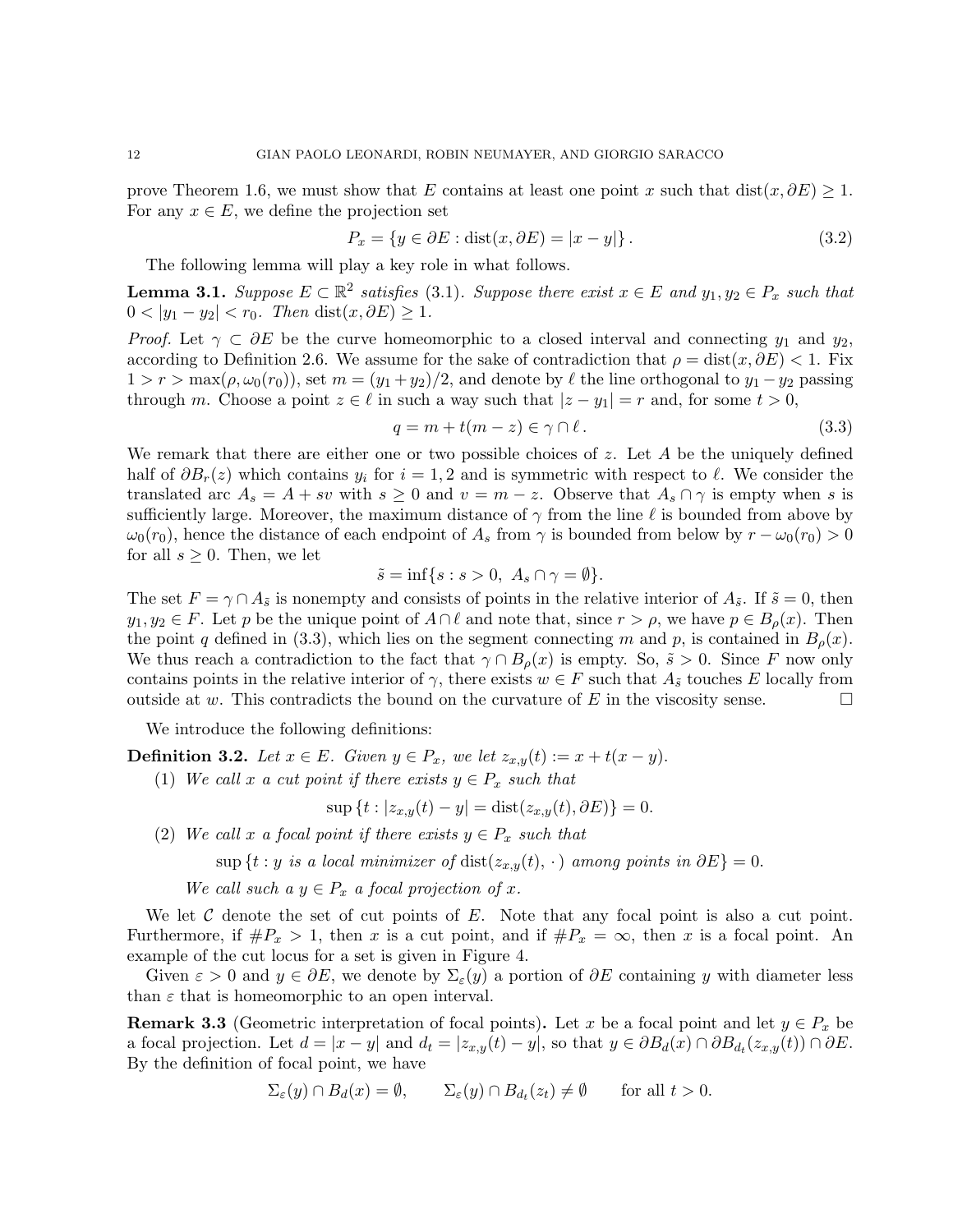prove Theorem 1.6, we must show that $E$ contains at least one point $x$ such that $\mathrm{dist}(x, \partial E) \geq 1$. For any $x \in E$, we define the projection set

$$P_x = \{y \in \partial E : \mathrm{dist}(x, \partial E) = |x - y|\}\,. \tag{3.2}$$

The following lemma will play a key role in what follows.

**Lemma 3.1.** *Suppose $E \subset \mathbb{R}^2$ satisfies (3.1). Suppose there exist $x \in E$ and $y_1, y_2 \in P_x$ such that $0 < |y_1 - y_2| < r_0$. Then $\mathrm{dist}(x, \partial E) \geq 1$.*

*Proof.* Let $\gamma \subset \partial E$ be the curve homeomorphic to a closed interval and connecting $y_1$ and $y_2$, according to Definition 2.6. We assume for the sake of contradiction that $\rho = \mathrm{dist}(x, \partial E) < 1$. Fix $1 > r > \max(\rho, \omega_0(r_0))$, set $m = (y_1 + y_2)/2$, and denote by $\ell$ the line orthogonal to $y_1 - y_2$ passing through $m$. Choose a point $z \in \ell$ in such a way such that $|z - y_1| = r$ and, for some $t > 0$,

$$q = m + t(m - z) \in \gamma \cap \ell\,. \tag{3.3}$$

We remark that there are either one or two possible choices of $z$. Let $A$ be the uniquely defined half of $\partial B_r(z)$ which contains $y_i$ for $i = 1, 2$ and is symmetric with respect to $\ell$. We consider the translated arc $A_s = A + sv$ with $s \geq 0$ and $v = m - z$. Observe that $A_s \cap \gamma$ is empty when $s$ is sufficiently large. Moreover, the maximum distance of $\gamma$ from the line $\ell$ is bounded from above by $\omega_0(r_0)$, hence the distance of each endpoint of $A_s$ from $\gamma$ is bounded from below by $r - \omega_0(r_0) > 0$ for all $s \geq 0$. Then, we let

$$\tilde{s} = \inf\{s : s > 0,\ A_s \cap \gamma = \emptyset\}.$$

The set $F = \gamma \cap A_{\tilde{s}}$ is nonempty and consists of points in the relative interior of $A_{\tilde{s}}$. If $\tilde{s} = 0$, then $y_1, y_2 \in F$. Let $p$ be the unique point of $A \cap \ell$ and note that, since $r > \rho$, we have $p \in B_\rho(x)$. Then the point $q$ defined in (3.3), which lies on the segment connecting $m$ and $p$, is contained in $B_\rho(x)$. We thus reach a contradiction to the fact that $\gamma \cap B_\rho(x)$ is empty. So, $\tilde{s} > 0$. Since $F$ now only contains points in the relative interior of $\gamma$, there exists $w \in F$ such that $A_{\tilde{s}}$ touches $E$ locally from outside at $w$. This contradicts the bound on the curvature of $E$ in the viscosity sense. $\square$

We introduce the following definitions:

**Definition 3.2.** *Let $x \in E$. Given $y \in P_x$, we let $z_{x,y}(t) := x + t(x - y)$.*

1. *We call $x$ a cut point if there exists $y \in P_x$ such that*
$$\sup\{t : |z_{x,y}(t) - y| = \mathrm{dist}(z_{x,y}(t), \partial E)\} = 0.$$
2. *We call $x$ a focal point if there exists $y \in P_x$ such that*
$$\sup\{t : y \text{ is a local minimizer of } \mathrm{dist}(z_{x,y}(t), \cdot\,) \text{ among points in } \partial E\} = 0.$$
*We call such a $y \in P_x$ a focal projection of $x$.*

We let $\mathcal{C}$ denote the set of cut points of $E$. Note that any focal point is also a cut point. Furthermore, if $\#P_x > 1$, then $x$ is a cut point, and if $\#P_x = \infty$, then $x$ is a focal point. An example of the cut locus for a set is given in Figure 4.

Given $\varepsilon > 0$ and $y \in \partial E$, we denote by $\Sigma_\varepsilon(y)$ a portion of $\partial E$ containing $y$ with diameter less than $\varepsilon$ that is homeomorphic to an open interval.

**Remark 3.3** (Geometric interpretation of focal points)**.** Let $x$ be a focal point and let $y \in P_x$ be a focal projection. Let $d = |x - y|$ and $d_t = |z_{x,y}(t) - y|$, so that $y \in \partial B_d(x) \cap \partial B_{d_t}(z_{x,y}(t)) \cap \partial E$. By the definition of focal point, we have

$$\Sigma_\varepsilon(y) \cap B_d(x) = \emptyset, \qquad \Sigma_\varepsilon(y) \cap B_{d_t}(z_t) \neq \emptyset \qquad \text{for all } t > 0.$$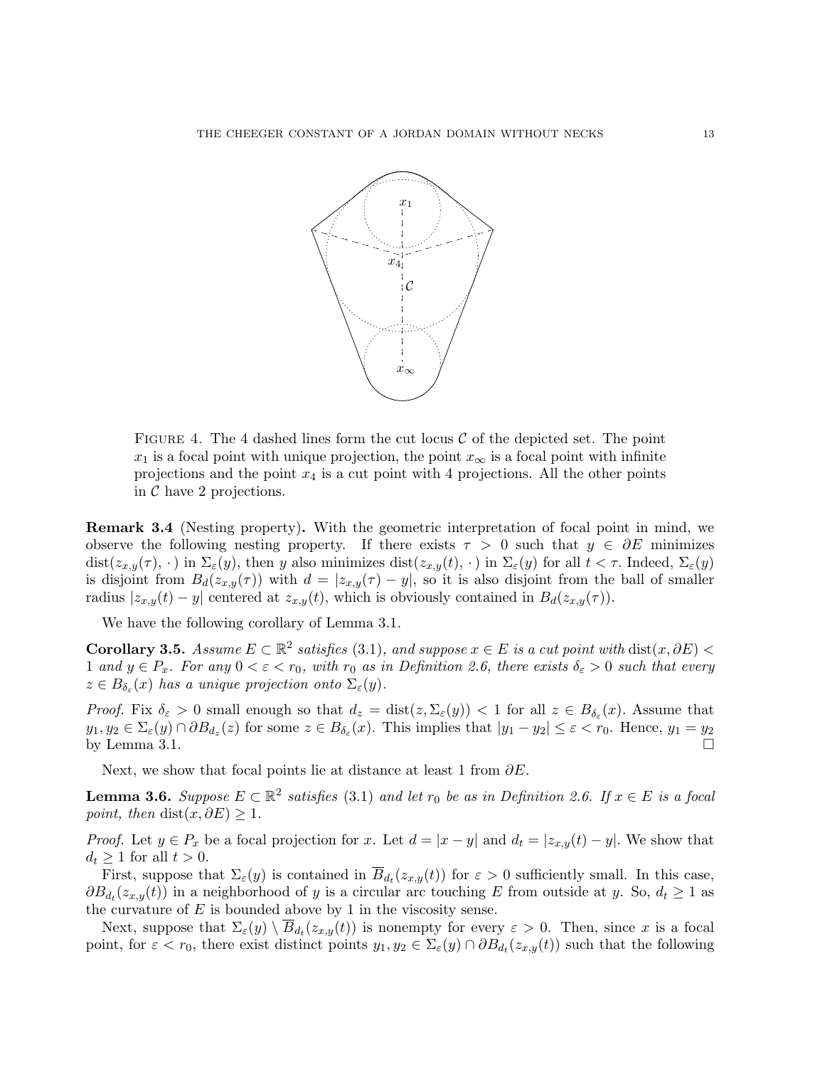FIGURE 4. The 4 dashed lines form the cut locus $\mathcal{C}$ of the depicted set. The point $x_1$ is a focal point with unique projection, the point $x_\infty$ is a focal point with infinite projections and the point $x_4$ is a cut point with 4 projections. All the other points in $\mathcal{C}$ have 2 projections.

**Remark 3.4** (Nesting property)**.** With the geometric interpretation of focal point in mind, we observe the following nesting property. If there exists $\tau > 0$ such that $y \in \partial E$ minimizes $\operatorname{dist}(z_{x,y}(\tau), \cdot\,)$ in $\Sigma_\varepsilon(y)$, then $y$ also minimizes $\operatorname{dist}(z_{x,y}(t), \cdot\,)$ in $\Sigma_\varepsilon(y)$ for all $t < \tau$. Indeed, $\Sigma_\varepsilon(y)$ is disjoint from $B_d(z_{x,y}(\tau))$ with $d = |z_{x,y}(\tau) - y|$, so it is also disjoint from the ball of smaller radius $|z_{x,y}(t) - y|$ centered at $z_{x,y}(t)$, which is obviously contained in $B_d(z_{x,y}(\tau))$.

We have the following corollary of Lemma 3.1.

**Corollary 3.5.** *Assume $E \subset \mathbb{R}^2$ satisfies* (3.1)*, and suppose $x \in E$ is a cut point with $\operatorname{dist}(x, \partial E) < 1$ and $y \in P_x$. For any $0 < \varepsilon < r_0$, with $r_0$ as in Definition 2.6, there exists $\delta_\varepsilon > 0$ such that every $z \in B_{\delta_\varepsilon}(x)$ has a unique projection onto $\Sigma_\varepsilon(y)$.*

*Proof.* Fix $\delta_\varepsilon > 0$ small enough so that $d_z = \operatorname{dist}(z, \Sigma_\varepsilon(y)) < 1$ for all $z \in B_{\delta_\varepsilon}(x)$. Assume that $y_1, y_2 \in \Sigma_\varepsilon(y) \cap \partial B_{d_z}(z)$ for some $z \in B_{\delta_\varepsilon}(x)$. This implies that $|y_1 - y_2| \leq \varepsilon < r_0$. Hence, $y_1 = y_2$ by Lemma 3.1. $\square$

Next, we show that focal points lie at distance at least 1 from $\partial E$.

**Lemma 3.6.** *Suppose $E \subset \mathbb{R}^2$ satisfies* (3.1) *and let $r_0$ be as in Definition 2.6. If $x \in E$ is a focal point, then $\operatorname{dist}(x, \partial E) \geq 1$.*

*Proof.* Let $y \in P_x$ be a focal projection for $x$. Let $d = |x - y|$ and $d_t = |z_{x,y}(t) - y|$. We show that $d_t \geq 1$ for all $t > 0$.

First, suppose that $\Sigma_\varepsilon(y)$ is contained in $\overline{B}_{d_t}(z_{x,y}(t))$ for $\varepsilon > 0$ sufficiently small. In this case, $\partial B_{d_t}(z_{x,y}(t))$ in a neighborhood of $y$ is a circular arc touching $E$ from outside at $y$. So, $d_t \geq 1$ as the curvature of $E$ is bounded above by 1 in the viscosity sense.

Next, suppose that $\Sigma_\varepsilon(y) \setminus \overline{B}_{d_t}(z_{x,y}(t))$ is nonempty for every $\varepsilon > 0$. Then, since $x$ is a focal point, for $\varepsilon < r_0$, there exist distinct points $y_1, y_2 \in \Sigma_\varepsilon(y) \cap \partial B_{d_t}(z_{x,y}(t))$ such that the following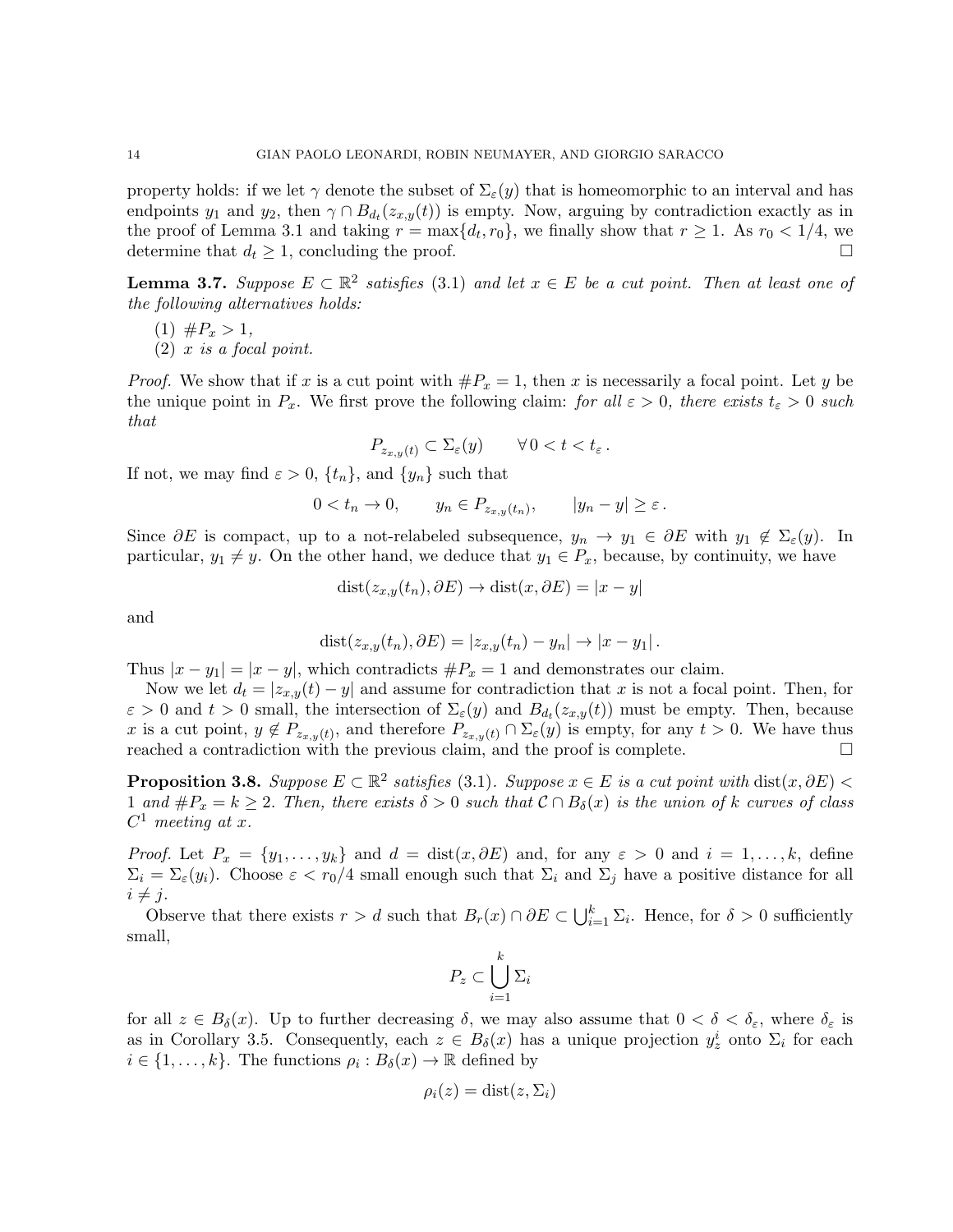property holds: if we let $\gamma$ denote the subset of $\Sigma_\varepsilon(y)$ that is homeomorphic to an interval and has endpoints $y_1$ and $y_2$, then $\gamma \cap B_{d_t}(z_{x,y}(t))$ is empty. Now, arguing by contradiction exactly as in the proof of Lemma 3.1 and taking $r = \max\{d_t, r_0\}$, we finally show that $r \geq 1$. As $r_0 < 1/4$, we determine that $d_t \geq 1$, concluding the proof. □

**Lemma 3.7.** *Suppose $E \subset \mathbb{R}^2$ satisfies (3.1) and let $x \in E$ be a cut point. Then at least one of the following alternatives holds:*

(1) $\#P_x > 1$,
(2) *$x$ is a focal point.*

*Proof.* We show that if $x$ is a cut point with $\#P_x = 1$, then $x$ is necessarily a focal point. Let $y$ be the unique point in $P_x$. We first prove the following claim: *for all $\varepsilon > 0$, there exists $t_\varepsilon > 0$ such that*

$$P_{z_{x,y}(t)} \subset \Sigma_\varepsilon(y) \qquad \forall\, 0 < t < t_\varepsilon\,.$$

If not, we may find $\varepsilon > 0$, $\{t_n\}$, and $\{y_n\}$ such that

$$0 < t_n \to 0, \qquad y_n \in P_{z_{x,y}(t_n)}, \qquad |y_n - y| \geq \varepsilon\,.$$

Since $\partial E$ is compact, up to a not-relabeled subsequence, $y_n \to y_1 \in \partial E$ with $y_1 \notin \Sigma_\varepsilon(y)$. In particular, $y_1 \neq y$. On the other hand, we deduce that $y_1 \in P_x$, because, by continuity, we have

$$\mathrm{dist}(z_{x,y}(t_n), \partial E) \to \mathrm{dist}(x, \partial E) = |x - y|$$

and

$$\mathrm{dist}(z_{x,y}(t_n), \partial E) = |z_{x,y}(t_n) - y_n| \to |x - y_1|\,.$$

Thus $|x - y_1| = |x - y|$, which contradicts $\#P_x = 1$ and demonstrates our claim.

Now we let $d_t = |z_{x,y}(t) - y|$ and assume for contradiction that $x$ is not a focal point. Then, for $\varepsilon > 0$ and $t > 0$ small, the intersection of $\Sigma_\varepsilon(y)$ and $B_{d_t}(z_{x,y}(t))$ must be empty. Then, because $x$ is a cut point, $y \notin P_{z_{x,y}(t)}$, and therefore $P_{z_{x,y}(t)} \cap \Sigma_\varepsilon(y)$ is empty, for any $t > 0$. We have thus reached a contradiction with the previous claim, and the proof is complete. □

**Proposition 3.8.** *Suppose $E \subset \mathbb{R}^2$ satisfies (3.1). Suppose $x \in E$ is a cut point with $\mathrm{dist}(x, \partial E) < 1$ and $\#P_x = k \geq 2$. Then, there exists $\delta > 0$ such that $\mathcal{C} \cap B_\delta(x)$ is the union of $k$ curves of class $C^1$ meeting at $x$.*

*Proof.* Let $P_x = \{y_1, \ldots, y_k\}$ and $d = \mathrm{dist}(x, \partial E)$ and, for any $\varepsilon > 0$ and $i = 1, \ldots, k$, define $\Sigma_i = \Sigma_\varepsilon(y_i)$. Choose $\varepsilon < r_0/4$ small enough such that $\Sigma_i$ and $\Sigma_j$ have a positive distance for all $i \neq j$.

Observe that there exists $r > d$ such that $B_r(x) \cap \partial E \subset \bigcup_{i=1}^k \Sigma_i$. Hence, for $\delta > 0$ sufficiently small,

$$P_z \subset \bigcup_{i=1}^k \Sigma_i$$

for all $z \in B_\delta(x)$. Up to further decreasing $\delta$, we may also assume that $0 < \delta < \delta_\varepsilon$, where $\delta_\varepsilon$ is as in Corollary 3.5. Consequently, each $z \in B_\delta(x)$ has a unique projection $y_z^i$ onto $\Sigma_i$ for each $i \in \{1, \ldots, k\}$. The functions $\rho_i : B_\delta(x) \to \mathbb{R}$ defined by

$$\rho_i(z) = \mathrm{dist}(z, \Sigma_i)$$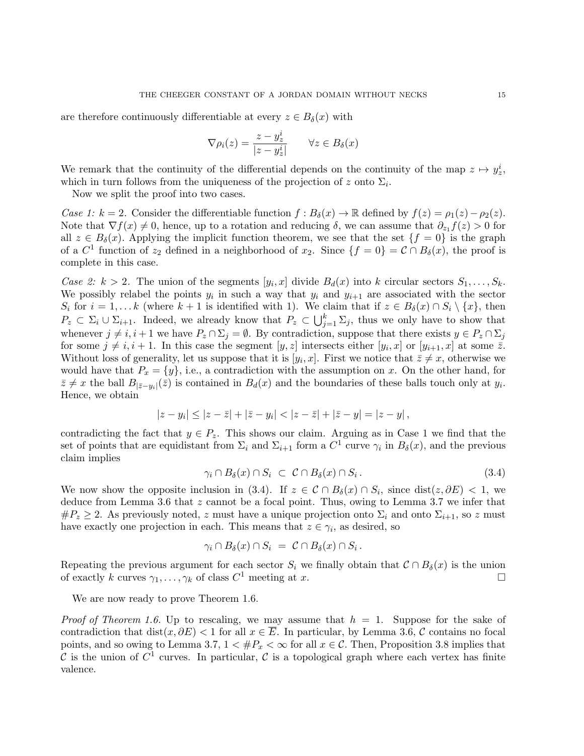are therefore continuously differentiable at every $z \in B_\delta(x)$ with

$$\nabla \rho_i(z) = \frac{z - y_z^i}{|z - y_z^i|} \qquad \forall z \in B_\delta(x)$$

We remark that the continuity of the differential depends on the continuity of the map $z \mapsto y_z^i$, which in turn follows from the uniqueness of the projection of $z$ onto $\Sigma_i$.

Now we split the proof into two cases.

*Case 1: $k = 2$.* Consider the differentiable function $f : B_\delta(x) \to \mathbb{R}$ defined by $f(z) = \rho_1(z) - \rho_2(z)$. Note that $\nabla f(x) \neq 0$, hence, up to a rotation and reducing $\delta$, we can assume that $\partial_{z_1} f(z) > 0$ for all $z \in B_\delta(x)$. Applying the implicit function theorem, we see that the set $\{f = 0\}$ is the graph of a $C^1$ function of $z_2$ defined in a neighborhood of $x_2$. Since $\{f = 0\} = \mathcal{C} \cap B_\delta(x)$, the proof is complete in this case.

*Case 2: $k > 2$.* The union of the segments $[y_i, x]$ divide $B_d(x)$ into $k$ circular sectors $S_1, \ldots, S_k$. We possibly relabel the points $y_i$ in such a way that $y_i$ and $y_{i+1}$ are associated with the sector $S_i$ for $i = 1, \ldots k$ (where $k+1$ is identified with 1). We claim that if $z \in B_\delta(x) \cap S_i \setminus \{x\}$, then $P_z \subset \Sigma_i \cup \Sigma_{i+1}$. Indeed, we already know that $P_z \subset \bigcup_{j=1}^k \Sigma_j$, thus we only have to show that whenever $j \neq i, i+1$ we have $P_z \cap \Sigma_j = \emptyset$. By contradiction, suppose that there exists $y \in P_z \cap \Sigma_j$ for some $j \neq i, i+1$. In this case the segment $[y, z]$ intersects either $[y_i, x]$ or $[y_{i+1}, x]$ at some $\bar{z}$. Without loss of generality, let us suppose that it is $[y_i, x]$. First we notice that $\bar{z} \neq x$, otherwise we would have that $P_x = \{y\}$, i.e., a contradiction with the assumption on $x$. On the other hand, for $\bar{z} \neq x$ the ball $B_{|\bar{z} - y_i|}(\bar{z})$ is contained in $B_d(x)$ and the boundaries of these balls touch only at $y_i$. Hence, we obtain

$$|z - y_i| \leq |z - \bar{z}| + |\bar{z} - y_i| < |z - \bar{z}| + |\bar{z} - y| = |z - y| ,$$

contradicting the fact that $y \in P_z$. This shows our claim. Arguing as in Case 1 we find that the set of points that are equidistant from $\Sigma_i$ and $\Sigma_{i+1}$ form a $C^1$ curve $\gamma_i$ in $B_\delta(x)$, and the previous claim implies

$$\gamma_i \cap B_\delta(x) \cap S_i \ \subset \ \mathcal{C} \cap B_\delta(x) \cap S_i \,. \tag{3.4}$$

We now show the opposite inclusion in (3.4). If $z \in \mathcal{C} \cap B_\delta(x) \cap S_i$, since $\operatorname{dist}(z, \partial E) < 1$, we deduce from Lemma 3.6 that $z$ cannot be a focal point. Thus, owing to Lemma 3.7 we infer that $\# P_z \geq 2$. As previously noted, $z$ must have a unique projection onto $\Sigma_i$ and onto $\Sigma_{i+1}$, so $z$ must have exactly one projection in each. This means that $z \in \gamma_i$, as desired, so

$$\gamma_i \cap B_\delta(x) \cap S_i \ = \ \mathcal{C} \cap B_\delta(x) \cap S_i \,.$$

Repeating the previous argument for each sector $S_i$ we finally obtain that $\mathcal{C} \cap B_\delta(x)$ is the union of exactly $k$ curves $\gamma_1, \ldots, \gamma_k$ of class $C^1$ meeting at $x$. □

We are now ready to prove Theorem 1.6.

*Proof of Theorem 1.6.* Up to rescaling, we may assume that $h = 1$. Suppose for the sake of contradiction that $\operatorname{dist}(x, \partial E) < 1$ for all $x \in \overline{E}$. In particular, by Lemma 3.6, $\mathcal{C}$ contains no focal points, and so owing to Lemma 3.7, $1 < \# P_x < \infty$ for all $x \in \mathcal{C}$. Then, Proposition 3.8 implies that $\mathcal{C}$ is the union of $C^1$ curves. In particular, $\mathcal{C}$ is a topological graph where each vertex has finite valence.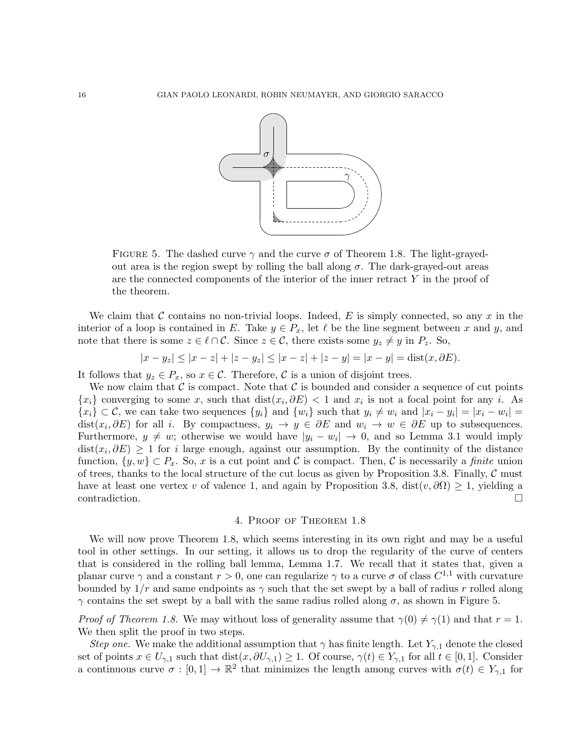FIGURE 5. The dashed curve $\gamma$ and the curve $\sigma$ of Theorem 1.8. The light-grayed-out area is the region swept by rolling the ball along $\sigma$. The dark-grayed-out areas are the connected components of the interior of the inner retract $Y$ in the proof of the theorem.

We claim that $\mathcal{C}$ contains no non-trivial loops. Indeed, $E$ is simply connected, so any $x$ in the interior of a loop is contained in $E$. Take $y \in P_x$, let $\ell$ be the line segment between $x$ and $y$, and note that there is some $z \in \ell \cap \mathcal{C}$. Since $z \in \mathcal{C}$, there exists some $y_z \neq y$ in $P_z$. So,

$$|x - y_z| \leq |x - z| + |z - y_z| \leq |x - z| + |z - y| = |x - y| = \operatorname{dist}(x, \partial E).$$

It follows that $y_z \in P_x$, so $x \in \mathcal{C}$. Therefore, $\mathcal{C}$ is a union of disjoint trees.

We now claim that $\mathcal{C}$ is compact. Note that $\mathcal{C}$ is bounded and consider a sequence of cut points $\{x_i\}$ converging to some $x$, such that $\operatorname{dist}(x_i, \partial E) < 1$ and $x_i$ is not a focal point for any $i$. As $\{x_i\} \subset \mathcal{C}$, we can take two sequences $\{y_i\}$ and $\{w_i\}$ such that $y_i \neq w_i$ and $|x_i - y_i| = |x_i - w_i| = \operatorname{dist}(x_i, \partial E)$ for all $i$. By compactness, $y_i \to y \in \partial E$ and $w_i \to w \in \partial E$ up to subsequences. Furthermore, $y \neq w$; otherwise we would have $|y_i - w_i| \to 0$, and so Lemma 3.1 would imply $\operatorname{dist}(x_i, \partial E) \geq 1$ for $i$ large enough, against our assumption. By the continuity of the distance function, $\{y, w\} \subset P_x$. So, $x$ is a cut point and $\mathcal{C}$ is compact. Then, $\mathcal{C}$ is necessarily a *finite* union of trees, thanks to the local structure of the cut locus as given by Proposition 3.8. Finally, $\mathcal{C}$ must have at least one vertex $v$ of valence 1, and again by Proposition 3.8, $\operatorname{dist}(v, \partial\Omega) \geq 1$, yielding a contradiction. $\square$

## 4. Proof of Theorem 1.8

We will now prove Theorem 1.8, which seems interesting in its own right and may be a useful tool in other settings. In our setting, it allows us to drop the regularity of the curve of centers that is considered in the rolling ball lemma, Lemma 1.7. We recall that it states that, given a planar curve $\gamma$ and a constant $r > 0$, one can regularize $\gamma$ to a curve $\sigma$ of class $C^{1,1}$ with curvature bounded by $1/r$ and same endpoints as $\gamma$ such that the set swept by a ball of radius $r$ rolled along $\gamma$ contains the set swept by a ball with the same radius rolled along $\sigma$, as shown in Figure 5.

*Proof of Theorem 1.8.* We may without loss of generality assume that $\gamma(0) \neq \gamma(1)$ and that $r = 1$. We then split the proof in two steps.

*Step one.* We make the additional assumption that $\gamma$ has finite length. Let $Y_{\gamma,1}$ denote the closed set of points $x \in U_{\gamma,1}$ such that $\operatorname{dist}(x, \partial U_{\gamma,1}) \geq 1$. Of course, $\gamma(t) \in Y_{\gamma,1}$ for all $t \in [0,1]$. Consider a continuous curve $\sigma : [0,1] \to \mathbb{R}^2$ that minimizes the length among curves with $\sigma(t) \in Y_{\gamma,1}$ for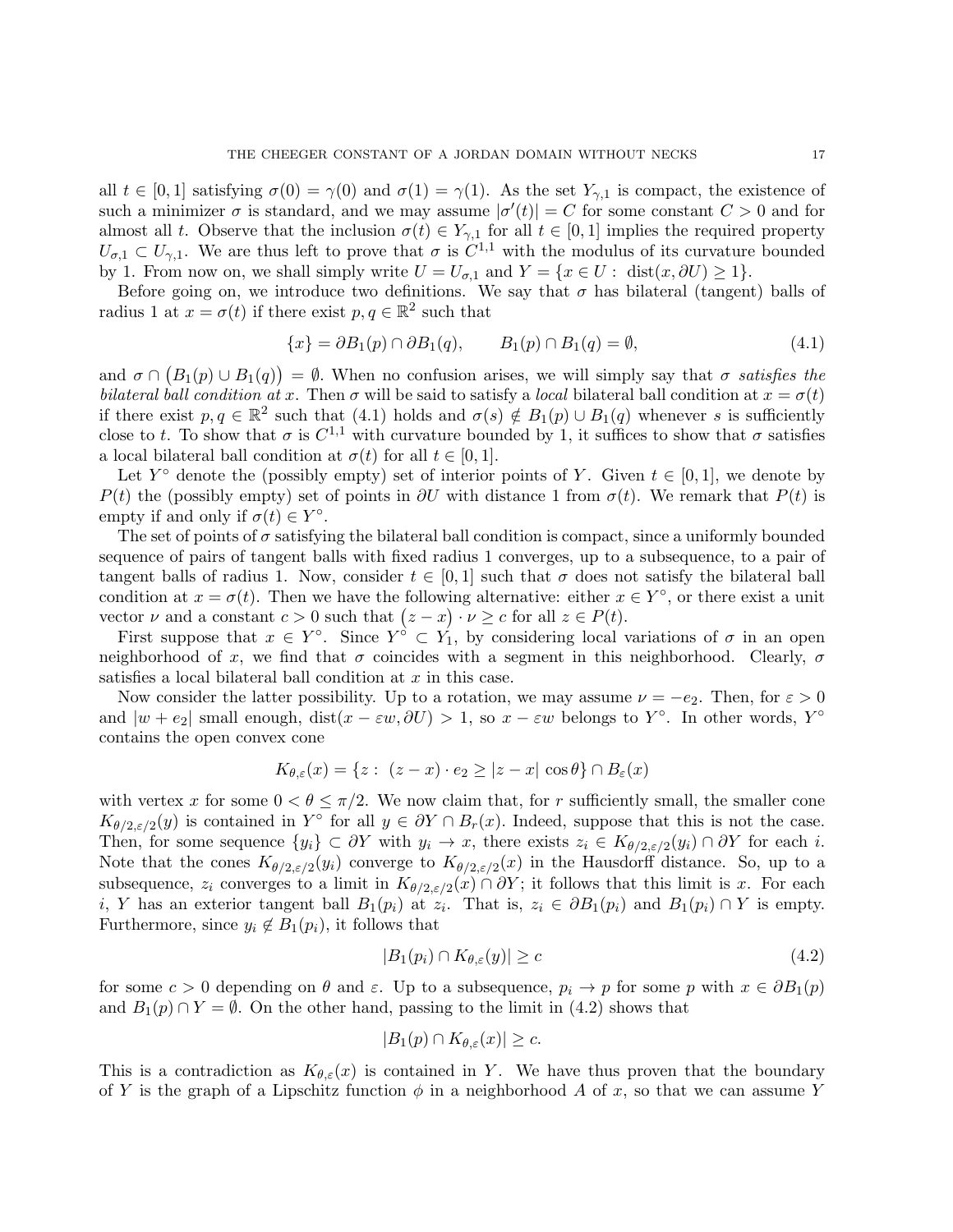all $t \in [0,1]$ satisfying $\sigma(0) = \gamma(0)$ and $\sigma(1) = \gamma(1)$. As the set $Y_{\gamma,1}$ is compact, the existence of such a minimizer $\sigma$ is standard, and we may assume $|\sigma'(t)| = C$ for some constant $C > 0$ and for almost all $t$. Observe that the inclusion $\sigma(t) \in Y_{\gamma,1}$ for all $t \in [0,1]$ implies the required property $U_{\sigma,1} \subset U_{\gamma,1}$. We are thus left to prove that $\sigma$ is $C^{1,1}$ with the modulus of its curvature bounded by 1. From now on, we shall simply write $U = U_{\sigma,1}$ and $Y = \{x \in U : \operatorname{dist}(x, \partial U) \geq 1\}$.

Before going on, we introduce two definitions. We say that $\sigma$ has bilateral (tangent) balls of radius 1 at $x = \sigma(t)$ if there exist $p, q \in \mathbb{R}^2$ such that

$$\{x\} = \partial B_1(p) \cap \partial B_1(q), \qquad B_1(p) \cap B_1(q) = \emptyset, \tag{4.1}$$

and $\sigma \cap \big(B_1(p) \cup B_1(q)\big) = \emptyset$. When no confusion arises, we will simply say that $\sigma$ *satisfies the bilateral ball condition at* $x$. Then $\sigma$ will be said to satisfy a *local* bilateral ball condition at $x = \sigma(t)$ if there exist $p, q \in \mathbb{R}^2$ such that (4.1) holds and $\sigma(s) \notin B_1(p) \cup B_1(q)$ whenever $s$ is sufficiently close to $t$. To show that $\sigma$ is $C^{1,1}$ with curvature bounded by 1, it suffices to show that $\sigma$ satisfies a local bilateral ball condition at $\sigma(t)$ for all $t \in [0,1]$.

Let $Y^\circ$ denote the (possibly empty) set of interior points of $Y$. Given $t \in [0,1]$, we denote by $P(t)$ the (possibly empty) set of points in $\partial U$ with distance 1 from $\sigma(t)$. We remark that $P(t)$ is empty if and only if $\sigma(t) \in Y^\circ$.

The set of points of $\sigma$ satisfying the bilateral ball condition is compact, since a uniformly bounded sequence of pairs of tangent balls with fixed radius 1 converges, up to a subsequence, to a pair of tangent balls of radius 1. Now, consider $t \in [0,1]$ such that $\sigma$ does not satisfy the bilateral ball condition at $x = \sigma(t)$. Then we have the following alternative: either $x \in Y^\circ$, or there exist a unit vector $\nu$ and a constant $c > 0$ such that $\big(z - x\big) \cdot \nu \geq c$ for all $z \in P(t)$.

First suppose that $x \in Y^\circ$. Since $Y^\circ \subset Y_1$, by considering local variations of $\sigma$ in an open neighborhood of $x$, we find that $\sigma$ coincides with a segment in this neighborhood. Clearly, $\sigma$ satisfies a local bilateral ball condition at $x$ in this case.

Now consider the latter possibility. Up to a rotation, we may assume $\nu = -e_2$. Then, for $\varepsilon > 0$ and $|w + e_2|$ small enough, $\operatorname{dist}(x - \varepsilon w, \partial U) > 1$, so $x - \varepsilon w$ belongs to $Y^\circ$. In other words, $Y^\circ$ contains the open convex cone

$$K_{\theta,\varepsilon}(x) = \{z : \ (z - x) \cdot e_2 \geq |z - x| \cos\theta\} \cap B_\varepsilon(x)$$

with vertex $x$ for some $0 < \theta \leq \pi/2$. We now claim that, for $r$ sufficiently small, the smaller cone $K_{\theta/2,\varepsilon/2}(y)$ is contained in $Y^\circ$ for all $y \in \partial Y \cap B_r(x)$. Indeed, suppose that this is not the case. Then, for some sequence $\{y_i\} \subset \partial Y$ with $y_i \to x$, there exists $z_i \in K_{\theta/2,\varepsilon/2}(y_i) \cap \partial Y$ for each $i$. Note that the cones $K_{\theta/2,\varepsilon/2}(y_i)$ converge to $K_{\theta/2,\varepsilon/2}(x)$ in the Hausdorff distance. So, up to a subsequence, $z_i$ converges to a limit in $K_{\theta/2,\varepsilon/2}(x) \cap \partial Y$; it follows that this limit is $x$. For each $i$, $Y$ has an exterior tangent ball $B_1(p_i)$ at $z_i$. That is, $z_i \in \partial B_1(p_i)$ and $B_1(p_i) \cap Y$ is empty. Furthermore, since $y_i \notin B_1(p_i)$, it follows that

$$|B_1(p_i) \cap K_{\theta,\varepsilon}(y)| \geq c \tag{4.2}$$

for some $c > 0$ depending on $\theta$ and $\varepsilon$. Up to a subsequence, $p_i \to p$ for some $p$ with $x \in \partial B_1(p)$ and $B_1(p) \cap Y = \emptyset$. On the other hand, passing to the limit in (4.2) shows that

$$|B_1(p) \cap K_{\theta,\varepsilon}(x)| \geq c.$$

This is a contradiction as $K_{\theta,\varepsilon}(x)$ is contained in $Y$. We have thus proven that the boundary of $Y$ is the graph of a Lipschitz function $\phi$ in a neighborhood $A$ of $x$, so that we can assume $Y$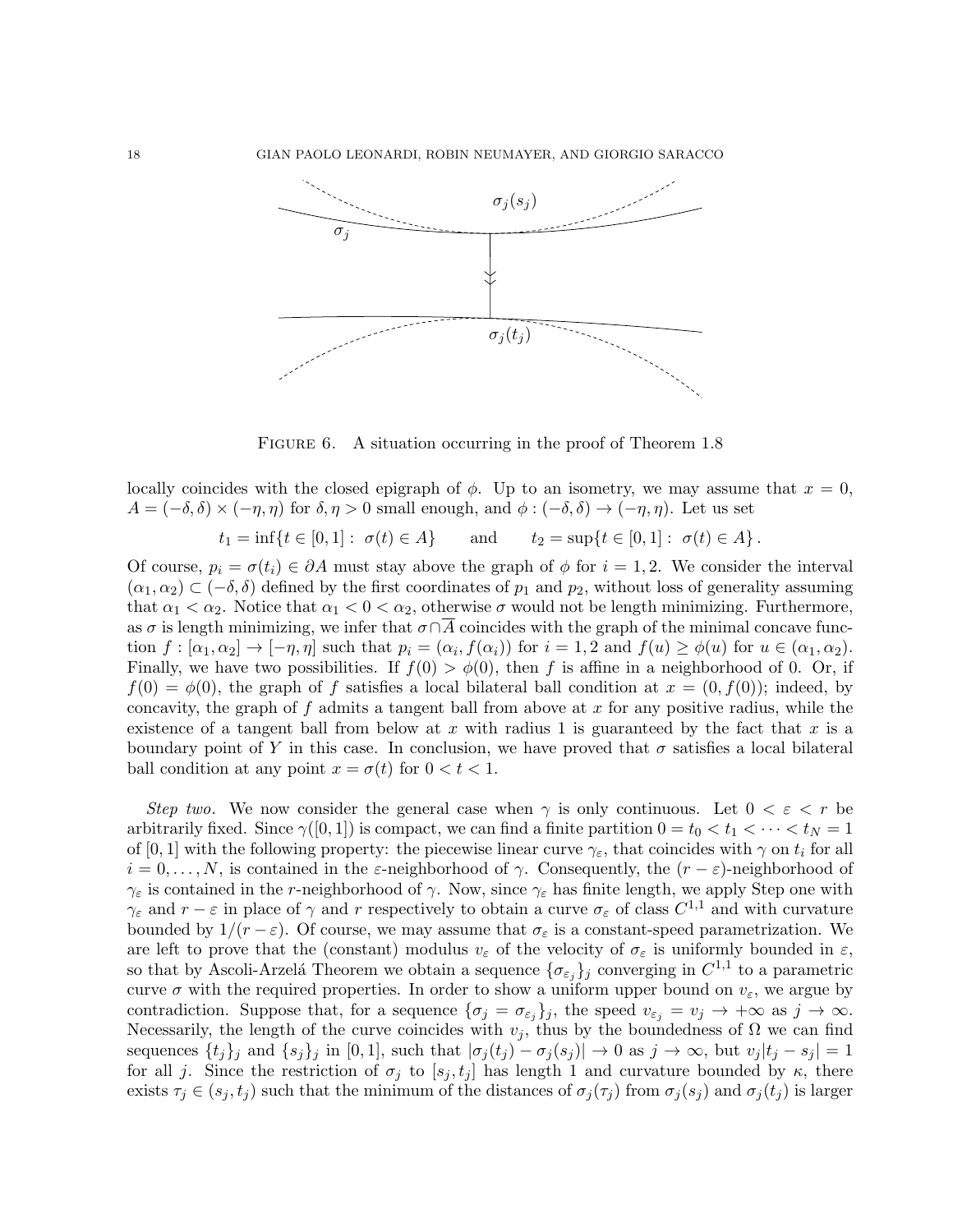Figure 6. A situation occurring in the proof of Theorem 1.8

locally coincides with the closed epigraph of $\phi$. Up to an isometry, we may assume that $x = 0$, $A = (-\delta, \delta) \times (-\eta, \eta)$ for $\delta, \eta > 0$ small enough, and $\phi : (-\delta, \delta) \to (-\eta, \eta)$. Let us set

$$t_1 = \inf\{t \in [0,1] : \sigma(t) \in A\} \qquad \text{and} \qquad t_2 = \sup\{t \in [0,1] : \sigma(t) \in A\}.$$

Of course, $p_i = \sigma(t_i) \in \partial A$ must stay above the graph of $\phi$ for $i = 1, 2$. We consider the interval $(\alpha_1, \alpha_2) \subset (-\delta, \delta)$ defined by the first coordinates of $p_1$ and $p_2$, without loss of generality assuming that $\alpha_1 < \alpha_2$. Notice that $\alpha_1 < 0 < \alpha_2$, otherwise $\sigma$ would not be length minimizing. Furthermore, as $\sigma$ is length minimizing, we infer that $\sigma \cap \overline{A}$ coincides with the graph of the minimal concave function $f : [\alpha_1, \alpha_2] \to [-\eta, \eta]$ such that $p_i = (\alpha_i, f(\alpha_i))$ for $i = 1, 2$ and $f(u) \geq \phi(u)$ for $u \in (\alpha_1, \alpha_2)$. Finally, we have two possibilities. If $f(0) > \phi(0)$, then $f$ is affine in a neighborhood of 0. Or, if $f(0) = \phi(0)$, the graph of $f$ satisfies a local bilateral ball condition at $x = (0, f(0))$; indeed, by concavity, the graph of $f$ admits a tangent ball from above at $x$ for any positive radius, while the existence of a tangent ball from below at $x$ with radius 1 is guaranteed by the fact that $x$ is a boundary point of $Y$ in this case. In conclusion, we have proved that $\sigma$ satisfies a local bilateral ball condition at any point $x = \sigma(t)$ for $0 < t < 1$.

*Step two.* We now consider the general case when $\gamma$ is only continuous. Let $0 < \varepsilon < r$ be arbitrarily fixed. Since $\gamma([0,1])$ is compact, we can find a finite partition $0 = t_0 < t_1 < \cdots < t_N = 1$ of $[0,1]$ with the following property: the piecewise linear curve $\gamma_\varepsilon$, that coincides with $\gamma$ on $t_i$ for all $i = 0, \ldots, N$, is contained in the $\varepsilon$-neighborhood of $\gamma$. Consequently, the $(r - \varepsilon)$-neighborhood of $\gamma_\varepsilon$ is contained in the $r$-neighborhood of $\gamma$. Now, since $\gamma_\varepsilon$ has finite length, we apply Step one with $\gamma_\varepsilon$ and $r - \varepsilon$ in place of $\gamma$ and $r$ respectively to obtain a curve $\sigma_\varepsilon$ of class $C^{1,1}$ and with curvature bounded by $1/(r - \varepsilon)$. Of course, we may assume that $\sigma_\varepsilon$ is a constant-speed parametrization. We are left to prove that the (constant) modulus $v_\varepsilon$ of the velocity of $\sigma_\varepsilon$ is uniformly bounded in $\varepsilon$, so that by Ascoli-Arzelá Theorem we obtain a sequence $\{\sigma_{\varepsilon_j}\}_j$ converging in $C^{1,1}$ to a parametric curve $\sigma$ with the required properties. In order to show a uniform upper bound on $v_\varepsilon$, we argue by contradiction. Suppose that, for a sequence $\{\sigma_j = \sigma_{\varepsilon_j}\}_j$, the speed $v_{\varepsilon_j} = v_j \to +\infty$ as $j \to \infty$. Necessarily, the length of the curve coincides with $v_j$, thus by the boundedness of $\Omega$ we can find sequences $\{t_j\}_j$ and $\{s_j\}_j$ in $[0,1]$, such that $|\sigma_j(t_j) - \sigma_j(s_j)| \to 0$ as $j \to \infty$, but $v_j|t_j - s_j| = 1$ for all $j$. Since the restriction of $\sigma_j$ to $[s_j, t_j]$ has length 1 and curvature bounded by $\kappa$, there exists $\tau_j \in (s_j, t_j)$ such that the minimum of the distances of $\sigma_j(\tau_j)$ from $\sigma_j(s_j)$ and $\sigma_j(t_j)$ is larger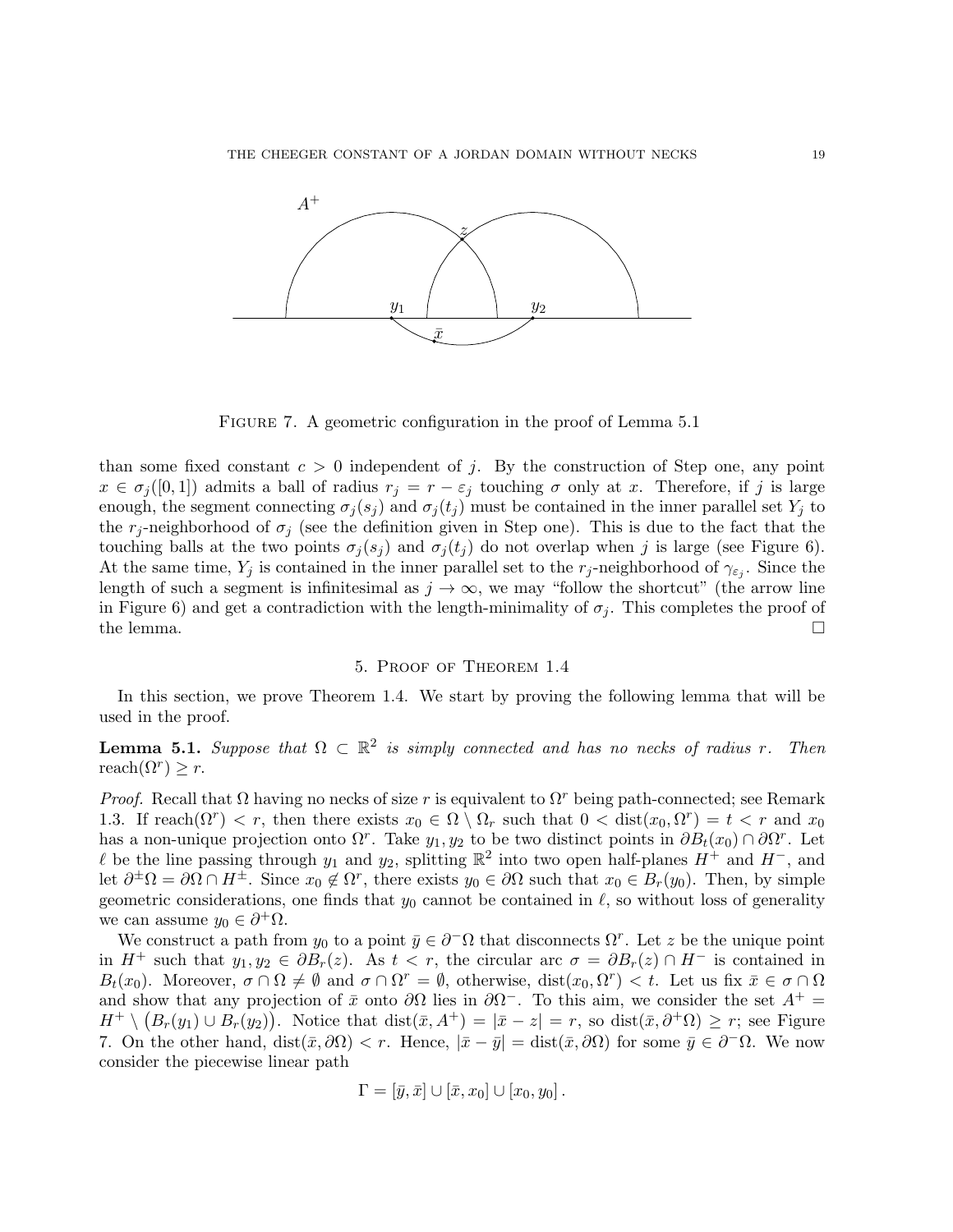FIGURE 7. A geometric configuration in the proof of Lemma 5.1

than some fixed constant $c > 0$ independent of $j$. By the construction of Step one, any point $x \in \sigma_j([0,1])$ admits a ball of radius $r_j = r - \varepsilon_j$ touching $\sigma$ only at $x$. Therefore, if $j$ is large enough, the segment connecting $\sigma_j(s_j)$ and $\sigma_j(t_j)$ must be contained in the inner parallel set $Y_j$ to the $r_j$-neighborhood of $\sigma_j$ (see the definition given in Step one). This is due to the fact that the touching balls at the two points $\sigma_j(s_j)$ and $\sigma_j(t_j)$ do not overlap when $j$ is large (see Figure 6). At the same time, $Y_j$ is contained in the inner parallel set to the $r_j$-neighborhood of $\gamma_{\varepsilon_j}$. Since the length of such a segment is infinitesimal as $j \to \infty$, we may "follow the shortcut" (the arrow line in Figure 6) and get a contradiction with the length-minimality of $\sigma_j$. This completes the proof of the lemma. $\square$

## 5. Proof of Theorem 1.4

In this section, we prove Theorem 1.4. We start by proving the following lemma that will be used in the proof.

**Lemma 5.1.** *Suppose that $\Omega \subset \mathbb{R}^2$ is simply connected and has no necks of radius $r$. Then* $\operatorname{reach}(\Omega^r) \geq r$.

*Proof.* Recall that $\Omega$ having no necks of size $r$ is equivalent to $\Omega^r$ being path-connected; see Remark 1.3. If $\operatorname{reach}(\Omega^r) < r$, then there exists $x_0 \in \Omega \setminus \Omega_r$ such that $0 < \operatorname{dist}(x_0, \Omega^r) = t < r$ and $x_0$ has a non-unique projection onto $\Omega^r$. Take $y_1, y_2$ to be two distinct points in $\partial B_t(x_0) \cap \partial\Omega^r$. Let $\ell$ be the line passing through $y_1$ and $y_2$, splitting $\mathbb{R}^2$ into two open half-planes $H^+$ and $H^-$, and let $\partial^{\pm}\Omega = \partial\Omega \cap H^{\pm}$. Since $x_0 \notin \Omega^r$, there exists $y_0 \in \partial\Omega$ such that $x_0 \in B_r(y_0)$. Then, by simple geometric considerations, one finds that $y_0$ cannot be contained in $\ell$, so without loss of generality we can assume $y_0 \in \partial^+\Omega$.

We construct a path from $y_0$ to a point $\bar{y} \in \partial^-\Omega$ that disconnects $\Omega^r$. Let $z$ be the unique point in $H^+$ such that $y_1, y_2 \in \partial B_r(z)$. As $t < r$, the circular arc $\sigma = \partial B_r(z) \cap H^-$ is contained in $B_t(x_0)$. Moreover, $\sigma \cap \Omega \neq \emptyset$ and $\sigma \cap \Omega^r = \emptyset$, otherwise, $\operatorname{dist}(x_0, \Omega^r) < t$. Let us fix $\bar{x} \in \sigma \cap \Omega$ and show that any projection of $\bar{x}$ onto $\partial\Omega$ lies in $\partial\Omega^-$. To this aim, we consider the set $A^+ = H^+ \setminus \big(B_r(y_1) \cup B_r(y_2)\big)$. Notice that $\operatorname{dist}(\bar{x}, A^+) = |\bar{x} - z| = r$, so $\operatorname{dist}(\bar{x}, \partial^+\Omega) \geq r$; see Figure 7. On the other hand, $\operatorname{dist}(\bar{x}, \partial\Omega) < r$. Hence, $|\bar{x} - \bar{y}| = \operatorname{dist}(\bar{x}, \partial\Omega)$ for some $\bar{y} \in \partial^-\Omega$. We now consider the piecewise linear path

$$\Gamma = [\bar{y}, \bar{x}] \cup [\bar{x}, x_0] \cup [x_0, y_0] \,.$$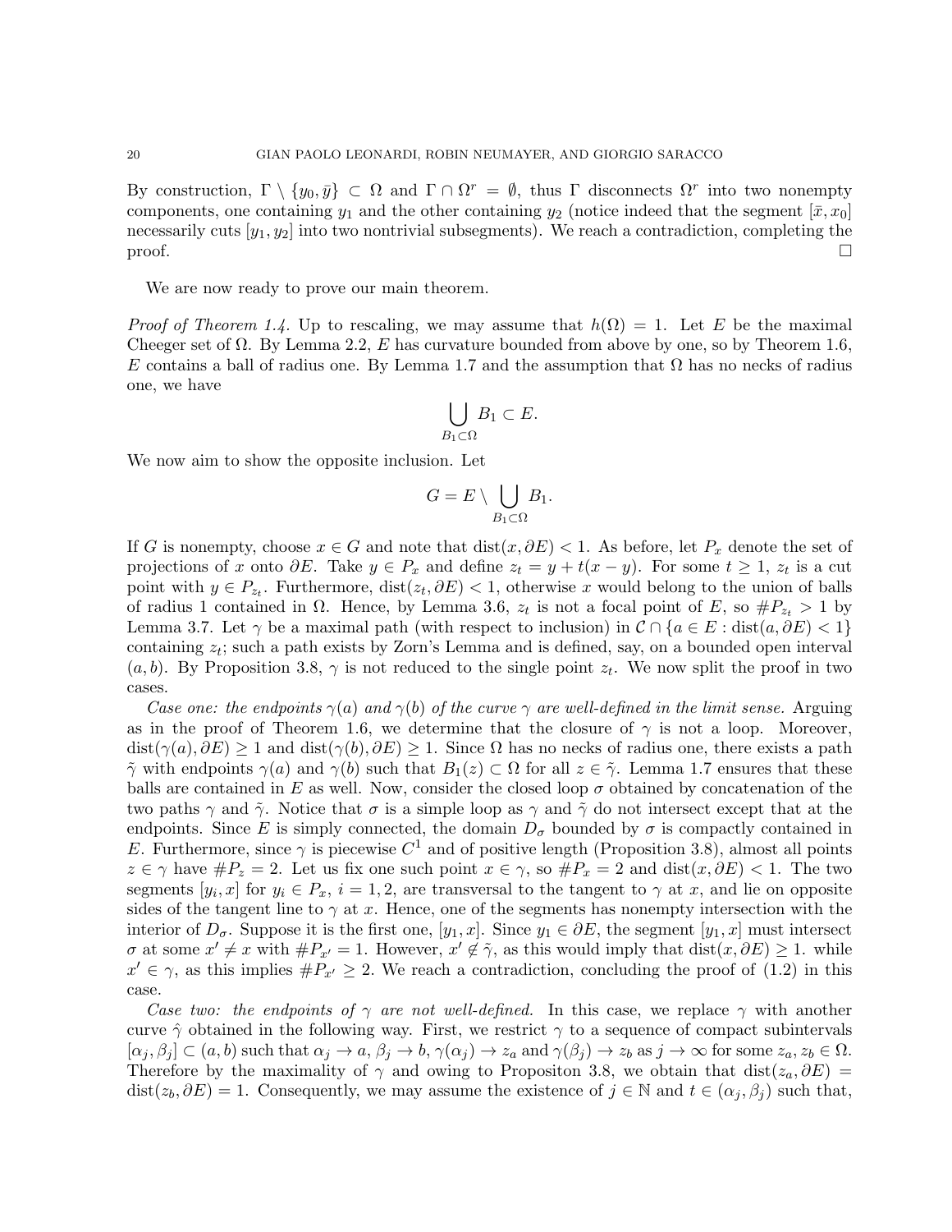By construction, $\Gamma \setminus \{y_0, \bar{y}\} \subset \Omega$ and $\Gamma \cap \Omega^r = \emptyset$, thus $\Gamma$ disconnects $\Omega^r$ into two nonempty components, one containing $y_1$ and the other containing $y_2$ (notice indeed that the segment $[\bar{x}, x_0]$ necessarily cuts $[y_1, y_2]$ into two nontrivial subsegments). We reach a contradiction, completing the proof. $\square$

We are now ready to prove our main theorem.

*Proof of Theorem 1.4.* Up to rescaling, we may assume that $h(\Omega) = 1$. Let $E$ be the maximal Cheeger set of $\Omega$. By Lemma 2.2, $E$ has curvature bounded from above by one, so by Theorem 1.6, $E$ contains a ball of radius one. By Lemma 1.7 and the assumption that $\Omega$ has no necks of radius one, we have

$$\bigcup_{B_1 \subset \Omega} B_1 \subset E.$$

We now aim to show the opposite inclusion. Let

$$G = E \setminus \bigcup_{B_1 \subset \Omega} B_1.$$

If $G$ is nonempty, choose $x \in G$ and note that $\mathrm{dist}(x, \partial E) < 1$. As before, let $P_x$ denote the set of projections of $x$ onto $\partial E$. Take $y \in P_x$ and define $z_t = y + t(x - y)$. For some $t \geq 1$, $z_t$ is a cut point with $y \in P_{z_t}$. Furthermore, $\mathrm{dist}(z_t, \partial E) < 1$, otherwise $x$ would belong to the union of balls of radius 1 contained in $\Omega$. Hence, by Lemma 3.6, $z_t$ is not a focal point of $E$, so $\# P_{z_t} > 1$ by Lemma 3.7. Let $\gamma$ be a maximal path (with respect to inclusion) in $\mathcal{C} \cap \{a \in E : \mathrm{dist}(a, \partial E) < 1\}$ containing $z_t$; such a path exists by Zorn's Lemma and is defined, say, on a bounded open interval $(a, b)$. By Proposition 3.8, $\gamma$ is not reduced to the single point $z_t$. We now split the proof in two cases.

*Case one: the endpoints $\gamma(a)$ and $\gamma(b)$ of the curve $\gamma$ are well-defined in the limit sense.* Arguing as in the proof of Theorem 1.6, we determine that the closure of $\gamma$ is not a loop. Moreover, $\mathrm{dist}(\gamma(a), \partial E) \geq 1$ and $\mathrm{dist}(\gamma(b), \partial E) \geq 1$. Since $\Omega$ has no necks of radius one, there exists a path $\tilde{\gamma}$ with endpoints $\gamma(a)$ and $\gamma(b)$ such that $B_1(z) \subset \Omega$ for all $z \in \tilde{\gamma}$. Lemma 1.7 ensures that these balls are contained in $E$ as well. Now, consider the closed loop $\sigma$ obtained by concatenation of the two paths $\gamma$ and $\tilde{\gamma}$. Notice that $\sigma$ is a simple loop as $\gamma$ and $\tilde{\gamma}$ do not intersect except that at the endpoints. Since $E$ is simply connected, the domain $D_\sigma$ bounded by $\sigma$ is compactly contained in $E$. Furthermore, since $\gamma$ is piecewise $C^1$ and of positive length (Proposition 3.8), almost all points $z \in \gamma$ have $\# P_z = 2$. Let us fix one such point $x \in \gamma$, so $\# P_x = 2$ and $\mathrm{dist}(x, \partial E) < 1$. The two segments $[y_i, x]$ for $y_i \in P_x$, $i = 1, 2$, are transversal to the tangent to $\gamma$ at $x$, and lie on opposite sides of the tangent line to $\gamma$ at $x$. Hence, one of the segments has nonempty intersection with the interior of $D_\sigma$. Suppose it is the first one, $[y_1, x]$. Since $y_1 \in \partial E$, the segment $[y_1, x]$ must intersect $\sigma$ at some $x' \neq x$ with $\# P_{x'} = 1$. However, $x' \notin \tilde{\gamma}$, as this would imply that $\mathrm{dist}(x, \partial E) \geq 1$. while $x' \in \gamma$, as this implies $\# P_{x'} \geq 2$. We reach a contradiction, concluding the proof of (1.2) in this case.

*Case two: the endpoints of $\gamma$ are not well-defined.* In this case, we replace $\gamma$ with another curve $\hat{\gamma}$ obtained in the following way. First, we restrict $\gamma$ to a sequence of compact subintervals $[\alpha_j, \beta_j] \subset (a, b)$ such that $\alpha_j \to a$, $\beta_j \to b$, $\gamma(\alpha_j) \to z_a$ and $\gamma(\beta_j) \to z_b$ as $j \to \infty$ for some $z_a, z_b \in \Omega$. Therefore by the maximality of $\gamma$ and owing to Propositon 3.8, we obtain that $\mathrm{dist}(z_a, \partial E) = \mathrm{dist}(z_b, \partial E) = 1$. Consequently, we may assume the existence of $j \in \mathbb{N}$ and $t \in (\alpha_j, \beta_j)$ such that,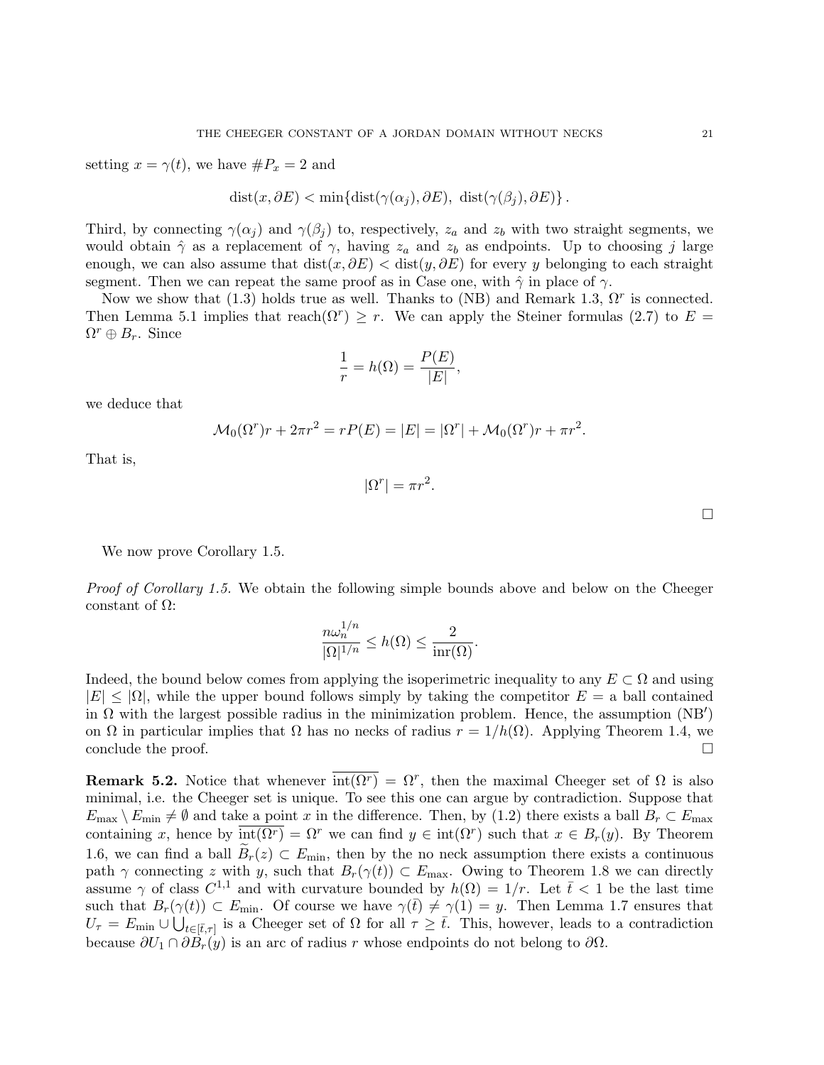setting $x = \gamma(t)$, we have $\#P_x = 2$ and

$$\operatorname{dist}(x, \partial E) < \min\{\operatorname{dist}(\gamma(\alpha_j), \partial E),\ \operatorname{dist}(\gamma(\beta_j), \partial E)\}\,.$$

Third, by connecting $\gamma(\alpha_j)$ and $\gamma(\beta_j)$ to, respectively, $z_a$ and $z_b$ with two straight segments, we would obtain $\hat{\gamma}$ as a replacement of $\gamma$, having $z_a$ and $z_b$ as endpoints. Up to choosing $j$ large enough, we can also assume that $\operatorname{dist}(x, \partial E) < \operatorname{dist}(y, \partial E)$ for every $y$ belonging to each straight segment. Then we can repeat the same proof as in Case one, with $\hat{\gamma}$ in place of $\gamma$.

Now we show that (1.3) holds true as well. Thanks to (NB) and Remark 1.3, $\Omega^r$ is connected. Then Lemma 5.1 implies that $\operatorname{reach}(\Omega^r) \geq r$. We can apply the Steiner formulas (2.7) to $E = \Omega^r \oplus B_r$. Since

$$\frac{1}{r} = h(\Omega) = \frac{P(E)}{|E|},$$

we deduce that

$$\mathcal{M}_0(\Omega^r) r + 2\pi r^2 = rP(E) = |E| = |\Omega^r| + \mathcal{M}_0(\Omega^r) r + \pi r^2.$$

That is,

$$|\Omega^r| = \pi r^2.$$

□

We now prove Corollary 1.5.

*Proof of Corollary 1.5.* We obtain the following simple bounds above and below on the Cheeger constant of $\Omega$:

$$\frac{n\omega_n^{1/n}}{|\Omega|^{1/n}} \leq h(\Omega) \leq \frac{2}{\operatorname{inr}(\Omega)}.$$

Indeed, the bound below comes from applying the isoperimetric inequality to any $E \subset \Omega$ and using $|E| \leq |\Omega|$, while the upper bound follows simply by taking the competitor $E =$ a ball contained in $\Omega$ with the largest possible radius in the minimization problem. Hence, the assumption (NB$'$) on $\Omega$ in particular implies that $\Omega$ has no necks of radius $r = 1/h(\Omega)$. Applying Theorem 1.4, we conclude the proof. □

**Remark 5.2.** Notice that whenever $\overline{\operatorname{int}(\Omega^r)} = \Omega^r$, then the maximal Cheeger set of $\Omega$ is also minimal, i.e. the Cheeger set is unique. To see this one can argue by contradiction. Suppose that $E_{\max} \setminus E_{\min} \neq \emptyset$ and take a point $x$ in the difference. Then, by (1.2) there exists a ball $B_r \subset E_{\max}$ containing $x$, hence by $\overline{\operatorname{int}(\Omega^r)} = \Omega^r$ we can find $y \in \operatorname{int}(\Omega^r)$ such that $x \in B_r(y)$. By Theorem 1.6, we can find a ball $\widetilde{B}_r(z) \subset E_{\min}$, then by the no neck assumption there exists a continuous path $\gamma$ connecting $z$ with $y$, such that $B_r(\gamma(t)) \subset E_{\max}$. Owing to Theorem 1.8 we can directly assume $\gamma$ of class $C^{1,1}$ and with curvature bounded by $h(\Omega) = 1/r$. Let $\bar{t} < 1$ be the last time such that $B_r(\gamma(t)) \subset E_{\min}$. Of course we have $\gamma(\bar{t}) \neq \gamma(1) = y$. Then Lemma 1.7 ensures that $U_\tau = E_{\min} \cup \bigcup_{t \in [\bar{t}, \tau]}$ is a Cheeger set of $\Omega$ for all $\tau \geq \bar{t}$. This, however, leads to a contradiction because $\partial U_1 \cap \partial B_r(y)$ is an arc of radius $r$ whose endpoints do not belong to $\partial\Omega$.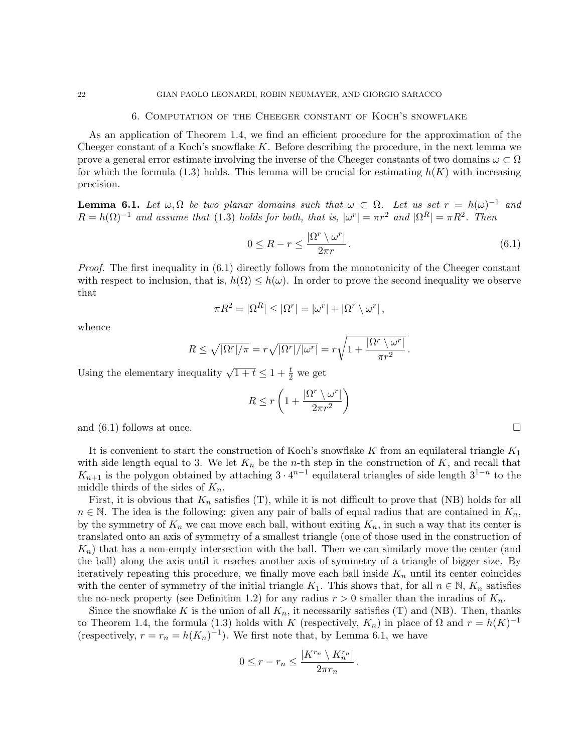## 6. Computation of the Cheeger constant of Koch's snowflake

As an application of Theorem 1.4, we find an efficient procedure for the approximation of the Cheeger constant of a Koch's snowflake $K$. Before describing the procedure, in the next lemma we prove a general error estimate involving the inverse of the Cheeger constants of two domains $\omega \subset \Omega$ for which the formula (1.3) holds. This lemma will be crucial for estimating $h(K)$ with increasing precision.

**Lemma 6.1.** *Let $\omega, \Omega$ be two planar domains such that $\omega \subset \Omega$. Let us set $r = h(\omega)^{-1}$ and $R = h(\Omega)^{-1}$ and assume that (1.3) holds for both, that is, $|\omega^r| = \pi r^2$ and $|\Omega^R| = \pi R^2$. Then*

$$0 \le R - r \le \frac{|\Omega^r \setminus \omega^r|}{2\pi r}. \tag{6.1}$$

*Proof.* The first inequality in (6.1) directly follows from the monotonicity of the Cheeger constant with respect to inclusion, that is, $h(\Omega) \le h(\omega)$. In order to prove the second inequality we observe that

$$\pi R^2 = |\Omega^R| \le |\Omega^r| = |\omega^r| + |\Omega^r \setminus \omega^r|,$$

whence

$$R \le \sqrt{|\Omega^r|/\pi} = r\sqrt{|\Omega^r|/|\omega^r|} = r\sqrt{1 + \frac{|\Omega^r \setminus \omega^r|}{\pi r^2}}.$$

Using the elementary inequality $\sqrt{1+t} \le 1 + \frac{t}{2}$ we get

$$R \le r\left(1 + \frac{|\Omega^r \setminus \omega^r|}{2\pi r^2}\right)$$

and (6.1) follows at once. $\square$

It is convenient to start the construction of Koch's snowflake $K$ from an equilateral triangle $K_1$ with side length equal to 3. We let $K_n$ be the $n$-th step in the construction of $K$, and recall that $K_{n+1}$ is the polygon obtained by attaching $3 \cdot 4^{n-1}$ equilateral triangles of side length $3^{1-n}$ to the middle thirds of the sides of $K_n$.

First, it is obvious that $K_n$ satisfies (T), while it is not difficult to prove that (NB) holds for all $n \in \mathbb{N}$. The idea is the following: given any pair of balls of equal radius that are contained in $K_n$, by the symmetry of $K_n$ we can move each ball, without exiting $K_n$, in such a way that its center is translated onto an axis of symmetry of a smallest triangle (one of those used in the construction of $K_n$) that has a non-empty intersection with the ball. Then we can similarly move the center (and the ball) along the axis until it reaches another axis of symmetry of a triangle of bigger size. By iteratively repeating this procedure, we finally move each ball inside $K_n$ until its center coincides with the center of symmetry of the initial triangle $K_1$. This shows that, for all $n \in \mathbb{N}$, $K_n$ satisfies the no-neck property (see Definition 1.2) for any radius $r > 0$ smaller than the inradius of $K_n$.

Since the snowflake $K$ is the union of all $K_n$, it necessarily satisfies (T) and (NB). Then, thanks to Theorem 1.4, the formula (1.3) holds with $K$ (respectively, $K_n$) in place of $\Omega$ and $r = h(K)^{-1}$ (respectively, $r = r_n = h(K_n)^{-1}$). We first note that, by Lemma 6.1, we have

$$0 \le r - r_n \le \frac{|K^{r_n} \setminus K_n^{r_n}|}{2\pi r_n}.$$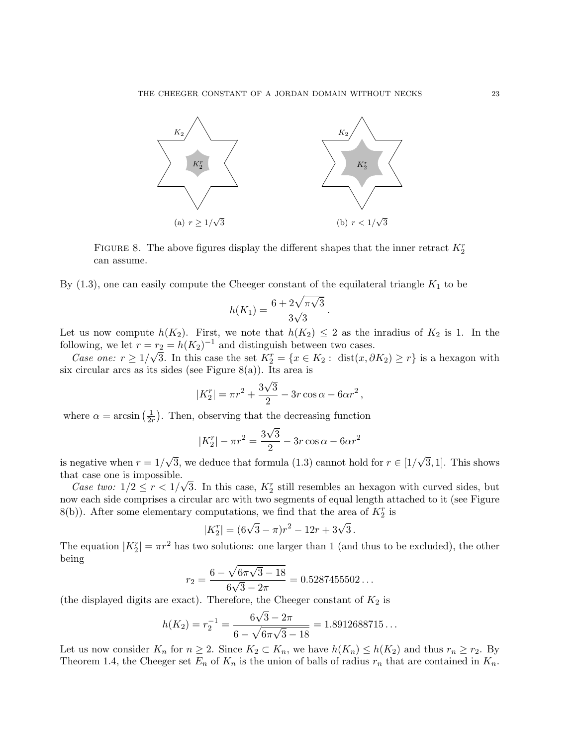(a) $r \geq 1/\sqrt{3}$

(b) $r < 1/\sqrt{3}$

FIGURE 8. The above figures display the different shapes that the inner retract $K_2^r$ can assume.

By (1.3), one can easily compute the Cheeger constant of the equilateral triangle $K_1$ to be

$$h(K_1) = \frac{6 + 2\sqrt{\pi\sqrt{3}}}{3\sqrt{3}}\,.$$

Let us now compute $h(K_2)$. First, we note that $h(K_2) \leq 2$ as the inradius of $K_2$ is 1. In the following, we let $r = r_2 = h(K_2)^{-1}$ and distinguish between two cases.

*Case one:* $r \geq 1/\sqrt{3}$. In this case the set $K_2^r = \{x \in K_2 : \operatorname{dist}(x, \partial K_2) \geq r\}$ is a hexagon with six circular arcs as its sides (see Figure 8(a)). Its area is

$$|K_2^r| = \pi r^2 + \frac{3\sqrt{3}}{2} - 3r\cos\alpha - 6\alpha r^2\,,$$

where $\alpha = \arcsin\left(\frac{1}{2r}\right)$. Then, observing that the decreasing function

$$|K_2^r| - \pi r^2 = \frac{3\sqrt{3}}{2} - 3r\cos\alpha - 6\alpha r^2$$

is negative when $r = 1/\sqrt{3}$, we deduce that formula (1.3) cannot hold for $r \in [1/\sqrt{3}, 1]$. This shows that case one is impossible.

*Case two:* $1/2 \leq r < 1/\sqrt{3}$. In this case, $K_2^r$ still resembles an hexagon with curved sides, but now each side comprises a circular arc with two segments of equal length attached to it (see Figure 8(b)). After some elementary computations, we find that the area of $K_2^r$ is

$$|K_2^r| = (6\sqrt{3} - \pi)r^2 - 12r + 3\sqrt{3}\,.$$

The equation $|K_2^r| = \pi r^2$ has two solutions: one larger than 1 (and thus to be excluded), the other being

$$r_2 = \frac{6 - \sqrt{6\pi\sqrt{3} - 18}}{6\sqrt{3} - 2\pi} = 0.5287455502\ldots$$

(the displayed digits are exact). Therefore, the Cheeger constant of $K_2$ is

$$h(K_2) = r_2^{-1} = \frac{6\sqrt{3} - 2\pi}{6 - \sqrt{6\pi\sqrt{3} - 18}} = 1.8912688715\ldots$$

Let us now consider $K_n$ for $n \geq 2$. Since $K_2 \subset K_n$, we have $h(K_n) \leq h(K_2)$ and thus $r_n \geq r_2$. By Theorem 1.4, the Cheeger set $E_n$ of $K_n$ is the union of balls of radius $r_n$ that are contained in $K_n$.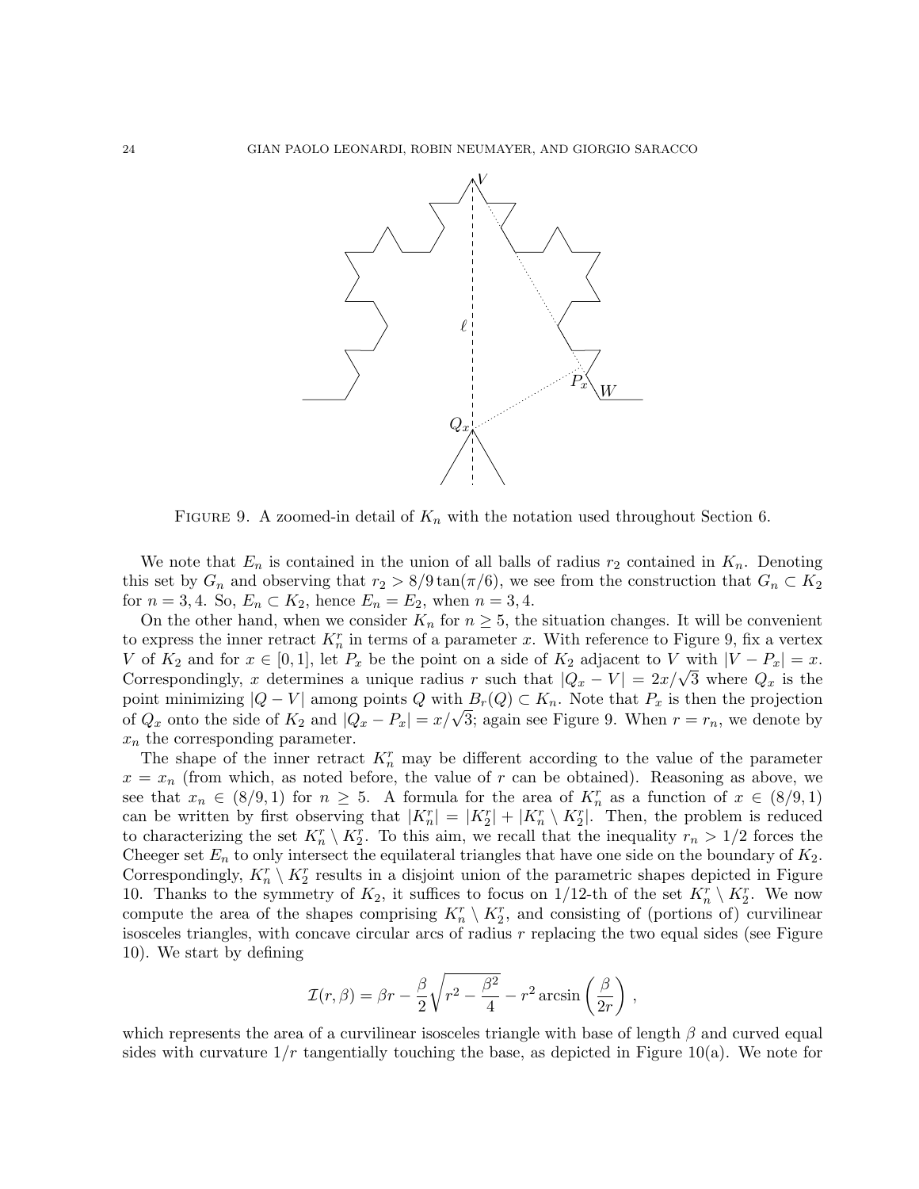FIGURE 9. A zoomed-in detail of $K_n$ with the notation used throughout Section 6.

We note that $E_n$ is contained in the union of all balls of radius $r_2$ contained in $K_n$. Denoting this set by $G_n$ and observing that $r_2 > 8/9\tan(\pi/6)$, we see from the construction that $G_n \subset K_2$ for $n = 3, 4$. So, $E_n \subset K_2$, hence $E_n = E_2$, when $n = 3, 4$.

On the other hand, when we consider $K_n$ for $n \geq 5$, the situation changes. It will be convenient to express the inner retract $K_n^r$ in terms of a parameter $x$. With reference to Figure 9, fix a vertex $V$ of $K_2$ and for $x \in [0, 1]$, let $P_x$ be the point on a side of $K_2$ adjacent to $V$ with $|V - P_x| = x$. Correspondingly, $x$ determines a unique radius $r$ such that $|Q_x - V| = 2x/\sqrt{3}$ where $Q_x$ is the point minimizing $|Q - V|$ among points $Q$ with $B_r(Q) \subset K_n$. Note that $P_x$ is then the projection of $Q_x$ onto the side of $K_2$ and $|Q_x - P_x| = x/\sqrt{3}$; again see Figure 9. When $r = r_n$, we denote by $x_n$ the corresponding parameter.

The shape of the inner retract $K_n^r$ may be different according to the value of the parameter $x = x_n$ (from which, as noted before, the value of $r$ can be obtained). Reasoning as above, we see that $x_n \in (8/9, 1)$ for $n \geq 5$. A formula for the area of $K_n^r$ as a function of $x \in (8/9, 1)$ can be written by first observing that $|K_n^r| = |K_2^r| + |K_n^r \setminus K_2^r|$. Then, the problem is reduced to characterizing the set $K_n^r \setminus K_2^r$. To this aim, we recall that the inequality $r_n > 1/2$ forces the Cheeger set $E_n$ to only intersect the equilateral triangles that have one side on the boundary of $K_2$. Correspondingly, $K_n^r \setminus K_2^r$ results in a disjoint union of the parametric shapes depicted in Figure 10. Thanks to the symmetry of $K_2$, it suffices to focus on 1/12-th of the set $K_n^r \setminus K_2^r$. We now compute the area of the shapes comprising $K_n^r \setminus K_2^r$, and consisting of (portions of) curvilinear isosceles triangles, with concave circular arcs of radius $r$ replacing the two equal sides (see Figure 10). We start by defining

$$\mathcal{I}(r, \beta) = \beta r - \frac{\beta}{2}\sqrt{r^2 - \frac{\beta^2}{4}} - r^2 \arcsin\left(\frac{\beta}{2r}\right),$$

which represents the area of a curvilinear isosceles triangle with base of length $\beta$ and curved equal sides with curvature $1/r$ tangentially touching the base, as depicted in Figure 10(a). We note for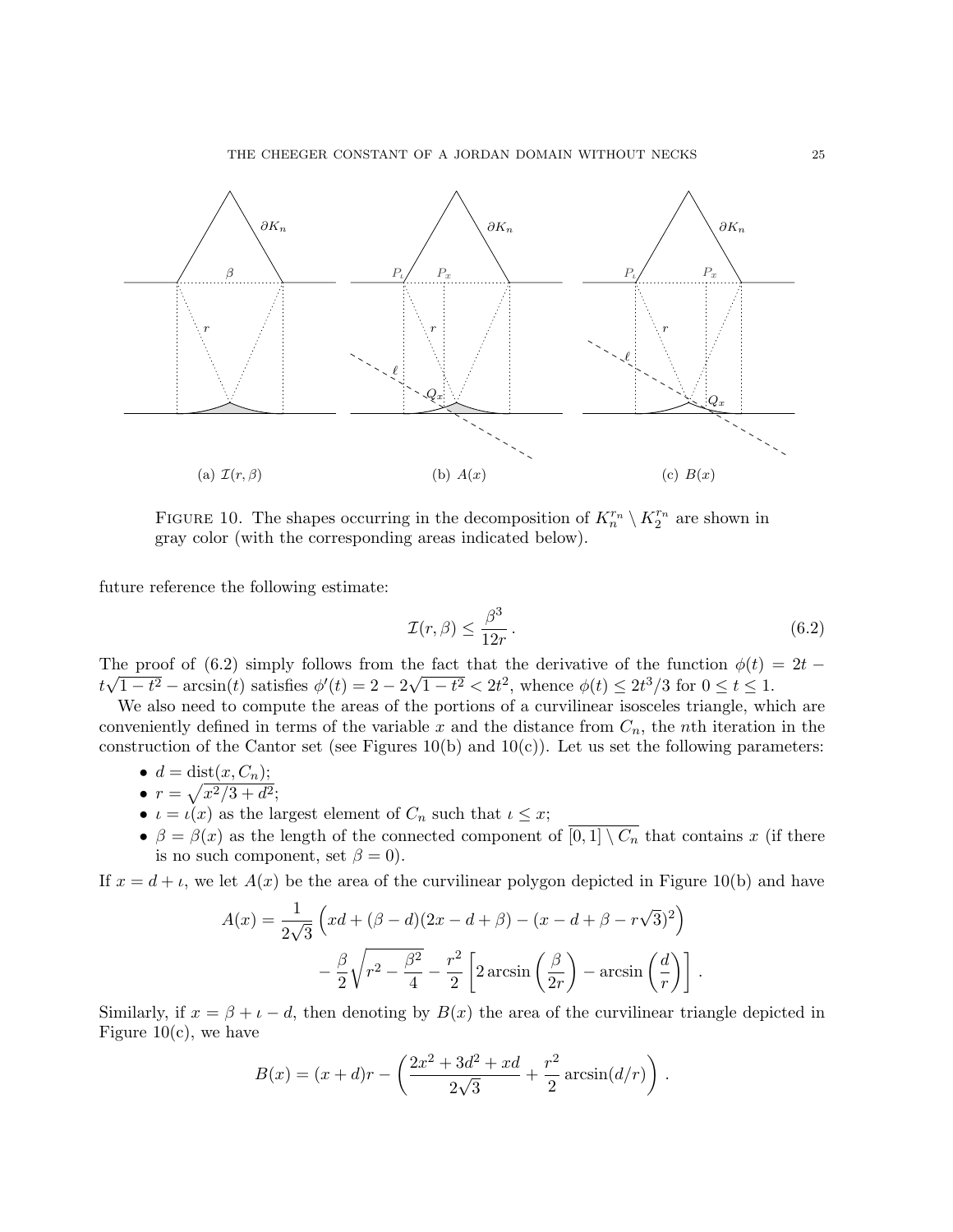(a) $\mathcal{I}(r,\beta)$ (b) $A(x)$ (c) $B(x)$

FIGURE 10. The shapes occurring in the decomposition of $K_n^{r_n} \setminus K_2^{r_n}$ are shown in gray color (with the corresponding areas indicated below).

future reference the following estimate:

$$\mathcal{I}(r,\beta) \le \frac{\beta^3}{12r}\,. \tag{6.2}$$

The proof of (6.2) simply follows from the fact that the derivative of the function $\phi(t) = 2t - t\sqrt{1-t^2} - \arcsin(t)$ satisfies $\phi'(t) = 2 - 2\sqrt{1-t^2} < 2t^2$, whence $\phi(t) \le 2t^3/3$ for $0 \le t \le 1$.

We also need to compute the areas of the portions of a curvilinear isosceles triangle, which are conveniently defined in terms of the variable $x$ and the distance from $C_n$, the $n$th iteration in the construction of the Cantor set (see Figures 10(b) and 10(c)). Let us set the following parameters:

- $d = \operatorname{dist}(x, C_n)$;
- $r = \sqrt{x^2/3 + d^2}$;
- $\iota = \iota(x)$ as the largest element of $C_n$ such that $\iota \le x$;
- $\beta = \beta(x)$ as the length of the connected component of $\overline{[0,1] \setminus C_n}$ that contains $x$ (if there is no such component, set $\beta = 0$).

If $x = d + \iota$, we let $A(x)$ be the area of the curvilinear polygon depicted in Figure 10(b) and have

$$A(x) = \frac{1}{2\sqrt{3}}\left(xd + (\beta - d)(2x - d + \beta) - (x - d + \beta - r\sqrt{3})^2\right) - \frac{\beta}{2}\sqrt{r^2 - \frac{\beta^2}{4}} - \frac{r^2}{2}\left[2\arcsin\left(\frac{\beta}{2r}\right) - \arcsin\left(\frac{d}{r}\right)\right].$$

Similarly, if $x = \beta + \iota - d$, then denoting by $B(x)$ the area of the curvilinear triangle depicted in Figure 10(c), we have

$$B(x) = (x+d)r - \left(\frac{2x^2 + 3d^2 + xd}{2\sqrt{3}} + \frac{r^2}{2}\arcsin(d/r)\right).$$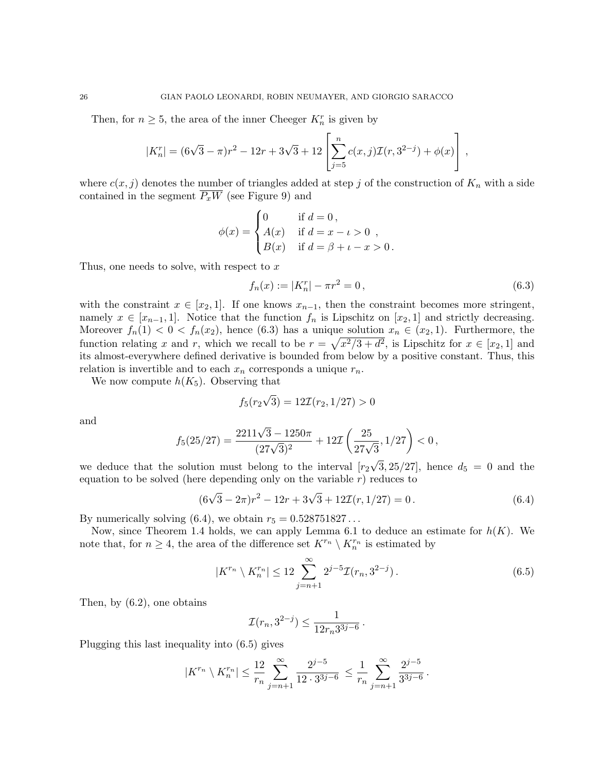Then, for $n \geq 5$, the area of the inner Cheeger $K_n^r$ is given by

$$|K_n^r| = (6\sqrt{3} - \pi)r^2 - 12r + 3\sqrt{3} + 12\left[\sum_{j=5}^{n} c(x,j)\mathcal{I}(r, 3^{2-j}) + \phi(x)\right],$$

where $c(x,j)$ denotes the number of triangles added at step $j$ of the construction of $K_n$ with a side contained in the segment $\overline{P_x W}$ (see Figure 9) and

$$\phi(x) = \begin{cases} 0 & \text{if } d = 0\,, \\ A(x) & \text{if } d = x - \iota > 0\ , \\ B(x) & \text{if } d = \beta + \iota - x > 0\,. \end{cases}$$

Thus, one needs to solve, with respect to $x$

$$f_n(x) := |K_n^r| - \pi r^2 = 0\,, \tag{6.3}$$

with the constraint $x \in [x_2, 1]$. If one knows $x_{n-1}$, then the constraint becomes more stringent, namely $x \in [x_{n-1}, 1]$. Notice that the function $f_n$ is Lipschitz on $[x_2, 1]$ and strictly decreasing. Moreover $f_n(1) < 0 < f_n(x_2)$, hence (6.3) has a unique solution $x_n \in (x_2, 1)$. Furthermore, the function relating $x$ and $r$, which we recall to be $r = \sqrt{x^2/3 + d^2}$, is Lipschitz for $x \in [x_2, 1]$ and its almost-everywhere defined derivative is bounded from below by a positive constant. Thus, this relation is invertible and to each $x_n$ corresponds a unique $r_n$.

We now compute $h(K_5)$. Observing that

$$f_5(r_2\sqrt{3}) = 12\mathcal{I}(r_2, 1/27) > 0$$

and

$$f_5(25/27) = \frac{2211\sqrt{3} - 1250\pi}{(27\sqrt{3})^2} + 12\mathcal{I}\left(\frac{25}{27\sqrt{3}}, 1/27\right) < 0\,,$$

we deduce that the solution must belong to the interval $[r_2\sqrt{3}, 25/27]$, hence $d_5 = 0$ and the equation to be solved (here depending only on the variable $r$) reduces to

$$(6\sqrt{3} - 2\pi)r^2 - 12r + 3\sqrt{3} + 12\mathcal{I}(r, 1/27) = 0\,. \tag{6.4}$$

By numerically solving (6.4), we obtain $r_5 = 0.528751827\ldots$

Now, since Theorem 1.4 holds, we can apply Lemma 6.1 to deduce an estimate for $h(K)$. We note that, for $n \geq 4$, the area of the difference set $K^{r_n} \setminus K_n^{r_n}$ is estimated by

$$|K^{r_n} \setminus K_n^{r_n}| \leq 12 \sum_{j=n+1}^{\infty} 2^{j-5}\mathcal{I}(r_n, 3^{2-j})\,. \tag{6.5}$$

Then, by (6.2), one obtains

$$\mathcal{I}(r_n, 3^{2-j}) \leq \frac{1}{12 r_n 3^{3j-6}}\,.$$

Plugging this last inequality into (6.5) gives

$$|K^{r_n} \setminus K_n^{r_n}| \leq \frac{12}{r_n} \sum_{j=n+1}^{\infty} \frac{2^{j-5}}{12 \cdot 3^{3j-6}} \leq \frac{1}{r_n} \sum_{j=n+1}^{\infty} \frac{2^{j-5}}{3^{3j-6}}\,.$$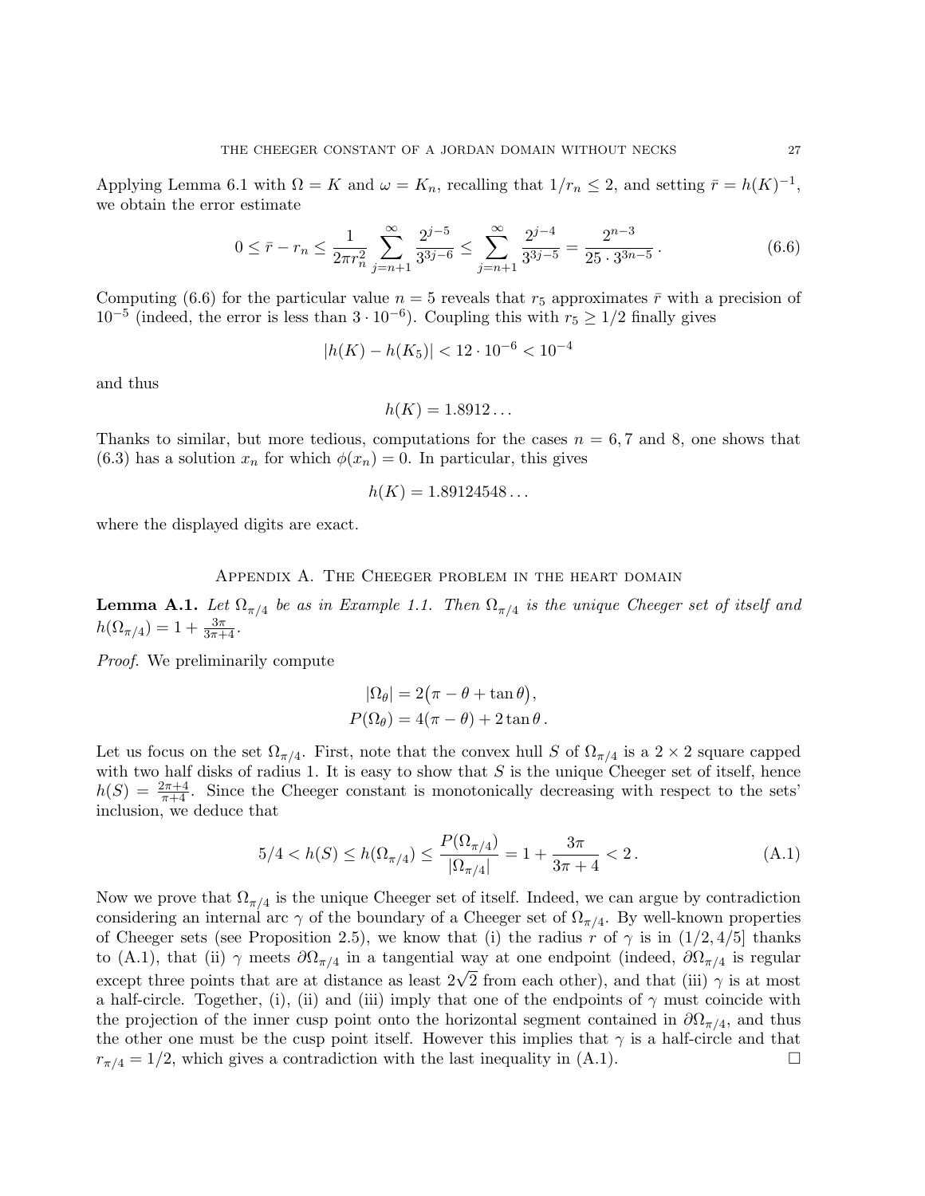Applying Lemma 6.1 with $\Omega = K$ and $\omega = K_n$, recalling that $1/r_n \le 2$, and setting $\bar r = h(K)^{-1}$, we obtain the error estimate

$$0 \le \bar r - r_n \le \frac{1}{2\pi r_n^2} \sum_{j=n+1}^{\infty} \frac{2^{j-5}}{3^{3j-6}} \le \sum_{j=n+1}^{\infty} \frac{2^{j-4}}{3^{3j-5}} = \frac{2^{n-3}}{25 \cdot 3^{3n-5}} \,. \tag{6.6}$$

Computing (6.6) for the particular value $n = 5$ reveals that $r_5$ approximates $\bar r$ with a precision of $10^{-5}$ (indeed, the error is less than $3 \cdot 10^{-6}$). Coupling this with $r_5 \ge 1/2$ finally gives

$$|h(K) - h(K_5)| < 12 \cdot 10^{-6} < 10^{-4}$$

and thus

$$h(K) = 1.8912\ldots$$

Thanks to similar, but more tedious, computations for the cases $n = 6, 7$ and $8$, one shows that (6.3) has a solution $x_n$ for which $\phi(x_n) = 0$. In particular, this gives

$$h(K) = 1.89124548\ldots$$

where the displayed digits are exact.

## Appendix A. The Cheeger problem in the heart domain

**Lemma A.1.** *Let $\Omega_{\pi/4}$ be as in Example 1.1. Then $\Omega_{\pi/4}$ is the unique Cheeger set of itself and $h(\Omega_{\pi/4}) = 1 + \frac{3\pi}{3\pi+4}$.*

*Proof.* We preliminarily compute

$$|\Omega_\theta| = 2\big(\pi - \theta + \tan\theta\big),$$
$$P(\Omega_\theta) = 4(\pi - \theta) + 2\tan\theta \,.$$

Let us focus on the set $\Omega_{\pi/4}$. First, note that the convex hull $S$ of $\Omega_{\pi/4}$ is a $2 \times 2$ square capped with two half disks of radius 1. It is easy to show that $S$ is the unique Cheeger set of itself, hence $h(S) = \frac{2\pi+4}{\pi+4}$. Since the Cheeger constant is monotonically decreasing with respect to the sets' inclusion, we deduce that

$$5/4 < h(S) \le h(\Omega_{\pi/4}) \le \frac{P(\Omega_{\pi/4})}{|\Omega_{\pi/4}|} = 1 + \frac{3\pi}{3\pi + 4} < 2 \,. \tag{A.1}$$

Now we prove that $\Omega_{\pi/4}$ is the unique Cheeger set of itself. Indeed, we can argue by contradiction considering an internal arc $\gamma$ of the boundary of a Cheeger set of $\Omega_{\pi/4}$. By well-known properties of Cheeger sets (see Proposition 2.5), we know that (i) the radius $r$ of $\gamma$ is in $(1/2, 4/5]$ thanks to (A.1), that (ii) $\gamma$ meets $\partial\Omega_{\pi/4}$ in a tangential way at one endpoint (indeed, $\partial\Omega_{\pi/4}$ is regular except three points that are at distance as least $2\sqrt{2}$ from each other), and that (iii) $\gamma$ is at most a half-circle. Together, (i), (ii) and (iii) imply that one of the endpoints of $\gamma$ must coincide with the projection of the inner cusp point onto the horizontal segment contained in $\partial\Omega_{\pi/4}$, and thus the other one must be the cusp point itself. However this implies that $\gamma$ is a half-circle and that $r_{\pi/4} = 1/2$, which gives a contradiction with the last inequality in (A.1). $\square$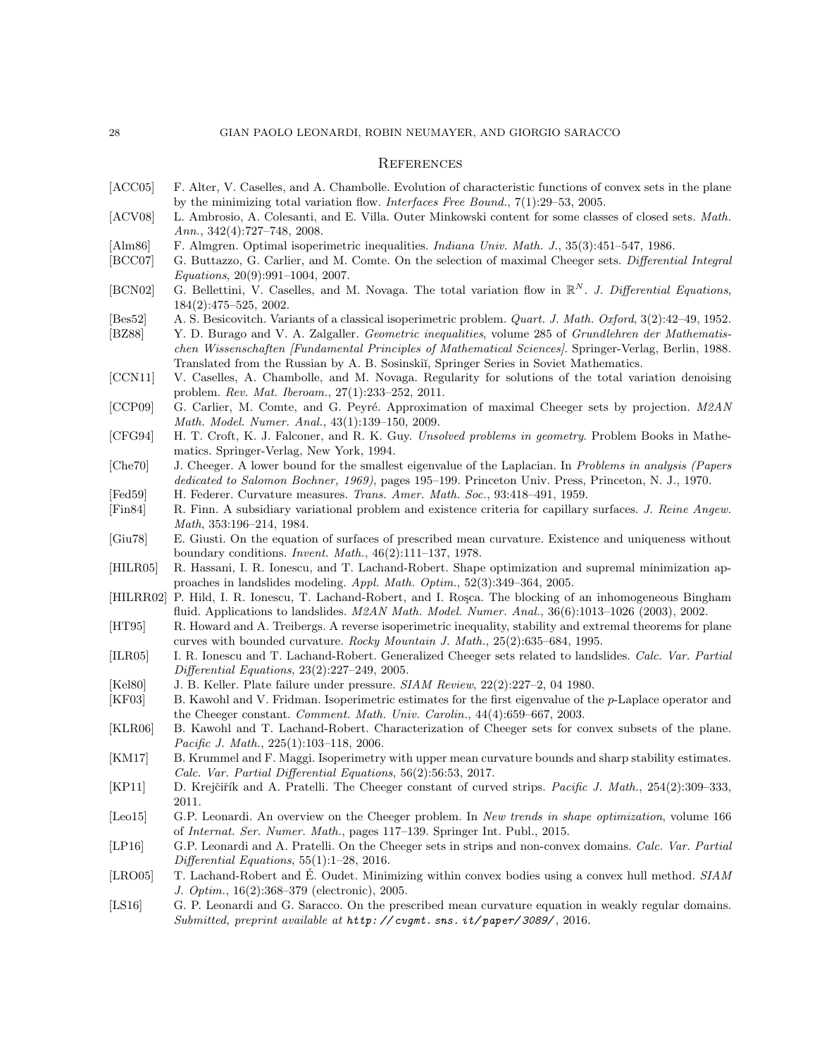## References

[ACC05] F. Alter, V. Caselles, and A. Chambolle. Evolution of characteristic functions of convex sets in the plane by the minimizing total variation flow. *Interfaces Free Bound.*, 7(1):29–53, 2005.

[ACV08] L. Ambrosio, A. Colesanti, and E. Villa. Outer Minkowski content for some classes of closed sets. *Math. Ann.*, 342(4):727–748, 2008.

[Alm86] F. Almgren. Optimal isoperimetric inequalities. *Indiana Univ. Math. J.*, 35(3):451–547, 1986.

[BCC07] G. Buttazzo, G. Carlier, and M. Comte. On the selection of maximal Cheeger sets. *Differential Integral Equations*, 20(9):991–1004, 2007.

[BCN02] G. Bellettini, V. Caselles, and M. Novaga. The total variation flow in $\mathbb{R}^N$. *J. Differential Equations*, 184(2):475–525, 2002.

[Bes52] A. S. Besicovitch. Variants of a classical isoperimetric problem. *Quart. J. Math. Oxford*, 3(2):42–49, 1952.

[BZ88] Y. D. Burago and V. A. Zalgaller. *Geometric inequalities*, volume 285 of *Grundlehren der Mathematischen Wissenschaften [Fundamental Principles of Mathematical Sciences]*. Springer-Verlag, Berlin, 1988. Translated from the Russian by A. B. Sosinskiĭ, Springer Series in Soviet Mathematics.

[CCN11] V. Caselles, A. Chambolle, and M. Novaga. Regularity for solutions of the total variation denoising problem. *Rev. Mat. Iberoam.*, 27(1):233–252, 2011.

[CCP09] G. Carlier, M. Comte, and G. Peyré. Approximation of maximal Cheeger sets by projection. *M2AN Math. Model. Numer. Anal.*, 43(1):139–150, 2009.

[CFG94] H. T. Croft, K. J. Falconer, and R. K. Guy. *Unsolved problems in geometry*. Problem Books in Mathematics. Springer-Verlag, New York, 1994.

[Che70] J. Cheeger. A lower bound for the smallest eigenvalue of the Laplacian. In *Problems in analysis (Papers dedicated to Salomon Bochner, 1969)*, pages 195–199. Princeton Univ. Press, Princeton, N. J., 1970.

[Fed59] H. Federer. Curvature measures. *Trans. Amer. Math. Soc.*, 93:418–491, 1959.

[Fin84] R. Finn. A subsidiary variational problem and existence criteria for capillary surfaces. *J. Reine Angew. Math*, 353:196–214, 1984.

[Giu78] E. Giusti. On the equation of surfaces of prescribed mean curvature. Existence and uniqueness without boundary conditions. *Invent. Math.*, 46(2):111–137, 1978.

[HILR05] R. Hassani, I. R. Ionescu, and T. Lachand-Robert. Shape optimization and supremal minimization approaches in landslides modeling. *Appl. Math. Optim.*, 52(3):349–364, 2005.

[HILRR02] P. Hild, I. R. Ionescu, T. Lachand-Robert, and I. Roşca. The blocking of an inhomogeneous Bingham fluid. Applications to landslides. *M2AN Math. Model. Numer. Anal.*, 36(6):1013–1026 (2003), 2002.

[HT95] R. Howard and A. Treibergs. A reverse isoperimetric inequality, stability and extremal theorems for plane curves with bounded curvature. *Rocky Mountain J. Math.*, 25(2):635–684, 1995.

[ILR05] I. R. Ionescu and T. Lachand-Robert. Generalized Cheeger sets related to landslides. *Calc. Var. Partial Differential Equations*, 23(2):227–249, 2005.

[Kel80] J. B. Keller. Plate failure under pressure. *SIAM Review*, 22(2):227–2, 04 1980.

[KF03] B. Kawohl and V. Fridman. Isoperimetric estimates for the first eigenvalue of the $p$-Laplace operator and the Cheeger constant. *Comment. Math. Univ. Carolin.*, 44(4):659–667, 2003.

[KLR06] B. Kawohl and T. Lachand-Robert. Characterization of Cheeger sets for convex subsets of the plane. *Pacific J. Math.*, 225(1):103–118, 2006.

[KM17] B. Krummel and F. Maggi. Isoperimetry with upper mean curvature bounds and sharp stability estimates. *Calc. Var. Partial Differential Equations*, 56(2):56:53, 2017.

[KP11] D. Krejčiřík and A. Pratelli. The Cheeger constant of curved strips. *Pacific J. Math.*, 254(2):309–333, 2011.

[Leo15] G.P. Leonardi. An overview on the Cheeger problem. In *New trends in shape optimization*, volume 166 of *Internat. Ser. Numer. Math.*, pages 117–139. Springer Int. Publ., 2015.

[LP16] G.P. Leonardi and A. Pratelli. On the Cheeger sets in strips and non-convex domains. *Calc. Var. Partial Differential Equations*, 55(1):1–28, 2016.

[LRO05] T. Lachand-Robert and É. Oudet. Minimizing within convex bodies using a convex hull method. *SIAM J. Optim.*, 16(2):368–379 (electronic), 2005.

[LS16] G. P. Leonardi and G. Saracco. On the prescribed mean curvature equation in weakly regular domains. *Submitted, preprint available at* *http://cvgmt.sns.it/paper/3089/*, 2016.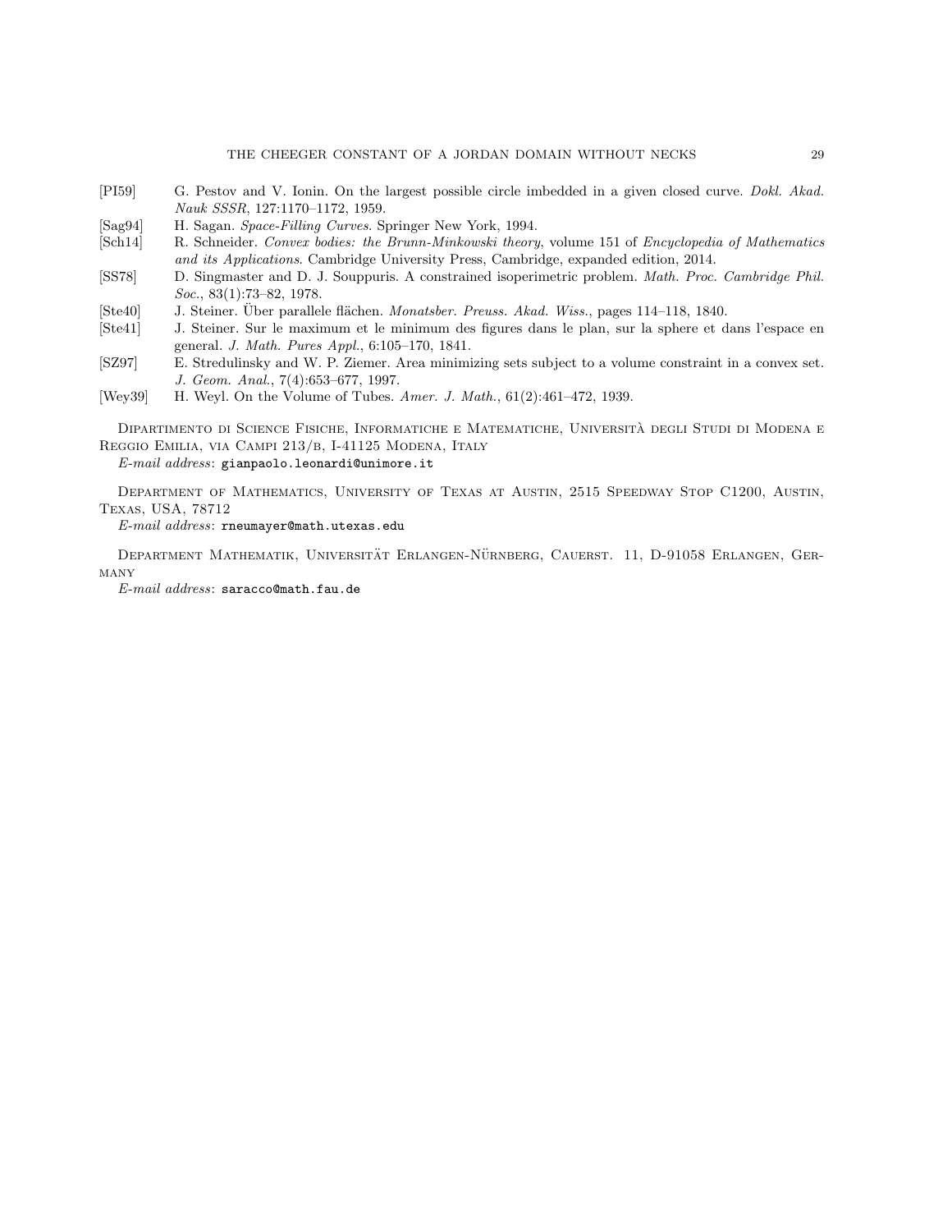[PI59] G. Pestov and V. Ionin. On the largest possible circle imbedded in a given closed curve. *Dokl. Akad. Nauk SSSR*, 127:1170–1172, 1959.

[Sag94] H. Sagan. *Space-Filling Curves*. Springer New York, 1994.

[Sch14] R. Schneider. *Convex bodies: the Brunn-Minkowski theory*, volume 151 of *Encyclopedia of Mathematics and its Applications*. Cambridge University Press, Cambridge, expanded edition, 2014.

[SS78] D. Singmaster and D. J. Souppuris. A constrained isoperimetric problem. *Math. Proc. Cambridge Phil. Soc.*, 83(1):73–82, 1978.

[Ste40] J. Steiner. Über parallele flächen. *Monatsber. Preuss. Akad. Wiss.*, pages 114–118, 1840.

[Ste41] J. Steiner. Sur le maximum et le minimum des figures dans le plan, sur la sphere et dans l'espace en general. *J. Math. Pures Appl.*, 6:105–170, 1841.

[SZ97] E. Stredulinsky and W. P. Ziemer. Area minimizing sets subject to a volume constraint in a convex set. *J. Geom. Anal.*, 7(4):653–677, 1997.

[Wey39] H. Weyl. On the Volume of Tubes. *Amer. J. Math.*, 61(2):461–472, 1939.

Dipartimento di Science Fisiche, Informatiche e Matematiche, Università degli Studi di Modena e Reggio Emilia, via Campi 213/b, I-41125 Modena, Italy

*E-mail address*: gianpaolo.leonardi@unimore.it

Department of Mathematics, University of Texas at Austin, 2515 Speedway Stop C1200, Austin, Texas, USA, 78712

*E-mail address*: rneumayer@math.utexas.edu

Department Mathematik, Universität Erlangen-Nürnberg, Cauerst. 11, D-91058 Erlangen, Germany

*E-mail address*: saracco@math.fau.de